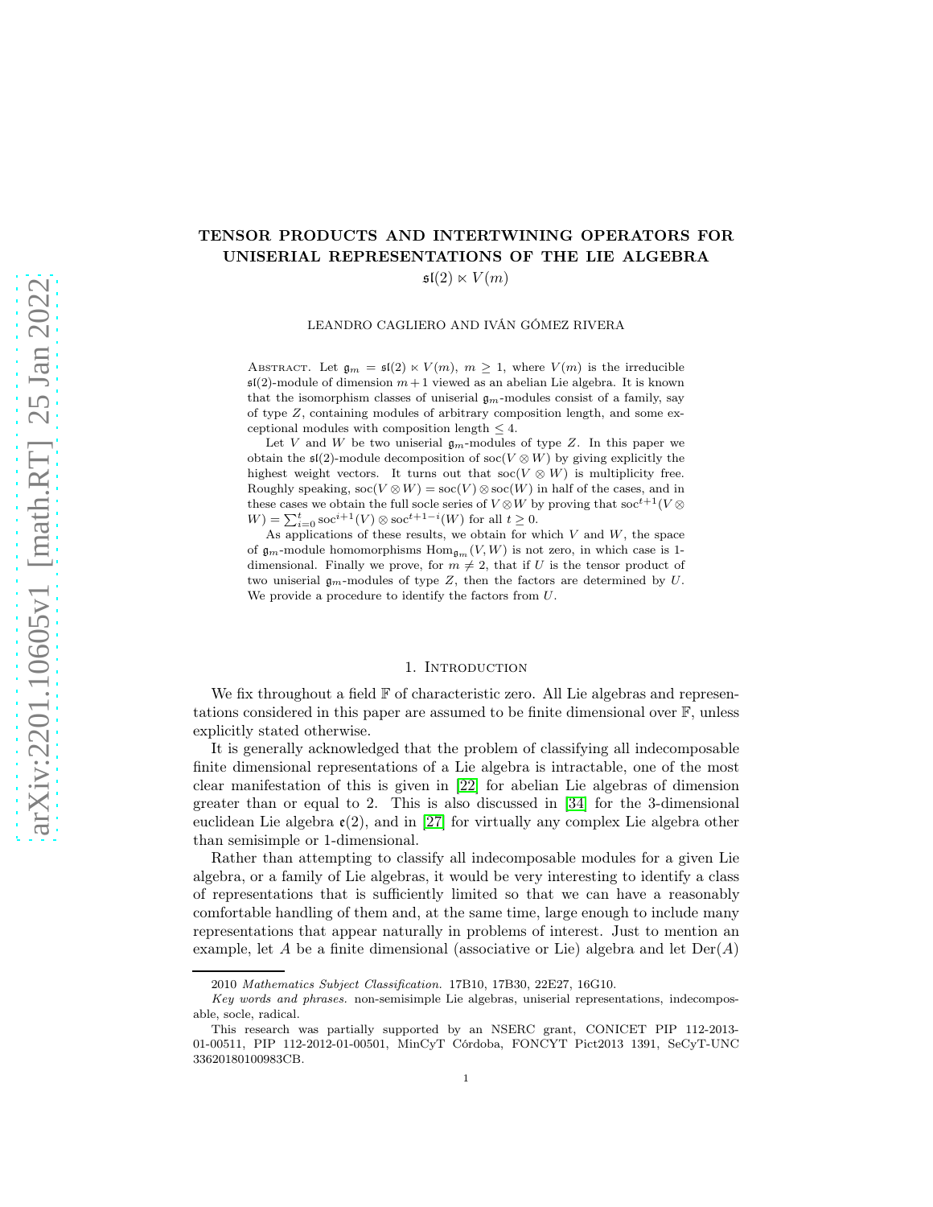# TENSOR PRODUCTS AND INTERTWINING OPERATORS FOR UNISERIAL REPRESENTATIONS OF THE LIE ALGEBRA $\mathfrak{sl}(2) \ltimes V(m)$

LEANDRO CAGLIERO AND IVÁN GÓMEZ RIVERA

Abstract. Let $\mathfrak{g}_m = \mathfrak{sl}(2) \ltimes V(m)$, $m \geq 1$, where $V(m)$ is the irreducible $\mathfrak{sl}(2)$-module of dimension $m+1$ viewed as an abelian Lie algebra. It is known that the isomorphism classes of uniserial $\mathfrak{g}_m$-modules consist of a family, say of type $Z$, containing modules of arbitrary composition length, and some exceptional modules with composition length $\leq 4$.

Let $V$ and $W$ be two uniserial $\mathfrak{g}_m$-modules of type $Z$. In this paper we obtain the $\mathfrak{sl}(2)$-module decomposition of $\operatorname{soc}(V \otimes W)$ by giving explicitly the highest weight vectors. It turns out that $\operatorname{soc}(V \otimes W)$ is multiplicity free. Roughly speaking, $\operatorname{soc}(V \otimes W) = \operatorname{soc}(V) \otimes \operatorname{soc}(W)$ in half of the cases, and in these cases we obtain the full socle series of $V \otimes W$ by proving that $\operatorname{soc}^{t+1}(V \otimes W) = \sum_{i=0}^{t} \operatorname{soc}^{i+1}(V) \otimes \operatorname{soc}^{t+1-i}(W)$ for all $t \geq 0$.

As applications of these results, we obtain for which $V$ and $W$, the space of $\mathfrak{g}_m$-module homomorphisms $\operatorname{Hom}_{\mathfrak{g}_m}(V, W)$ is not zero, in which case is 1-dimensional. Finally we prove, for $m \neq 2$, that if $U$ is the tensor product of two uniserial $\mathfrak{g}_m$-modules of type $Z$, then the factors are determined by $U$. We provide a procedure to identify the factors from $U$.

## 1. Introduction

We fix throughout a field $\mathbb{F}$ of characteristic zero. All Lie algebras and representations considered in this paper are assumed to be finite dimensional over $\mathbb{F}$, unless explicitly stated otherwise.

It is generally acknowledged that the problem of classifying all indecomposable finite dimensional representations of a Lie algebra is intractable, one of the most clear manifestation of this is given in [22] for abelian Lie algebras of dimension greater than or equal to 2. This is also discussed in [34] for the 3-dimensional euclidean Lie algebra $\mathfrak{e}(2)$, and in [27] for virtually any complex Lie algebra other than semisimple or 1-dimensional.

Rather than attempting to classify all indecomposable modules for a given Lie algebra, or a family of Lie algebras, it would be very interesting to identify a class of representations that is sufficiently limited so that we can have a reasonably comfortable handling of them and, at the same time, large enough to include many representations that appear naturally in problems of interest. Just to mention an example, let $A$ be a finite dimensional (associative or Lie) algebra and let $\operatorname{Der}(A)$

---

2010 *Mathematics Subject Classification.* 17B10, 17B30, 22E27, 16G10.

*Key words and phrases.* non-semisimple Lie algebras, uniserial representations, indecomposable, socle, radical.

This research was partially supported by an NSERC grant, CONICET PIP 112-2013-01-00511, PIP 112-2012-01-00501, MinCyT Córdoba, FONCYT Pict2013 1391, SeCyT-UNC 33620180100983CB.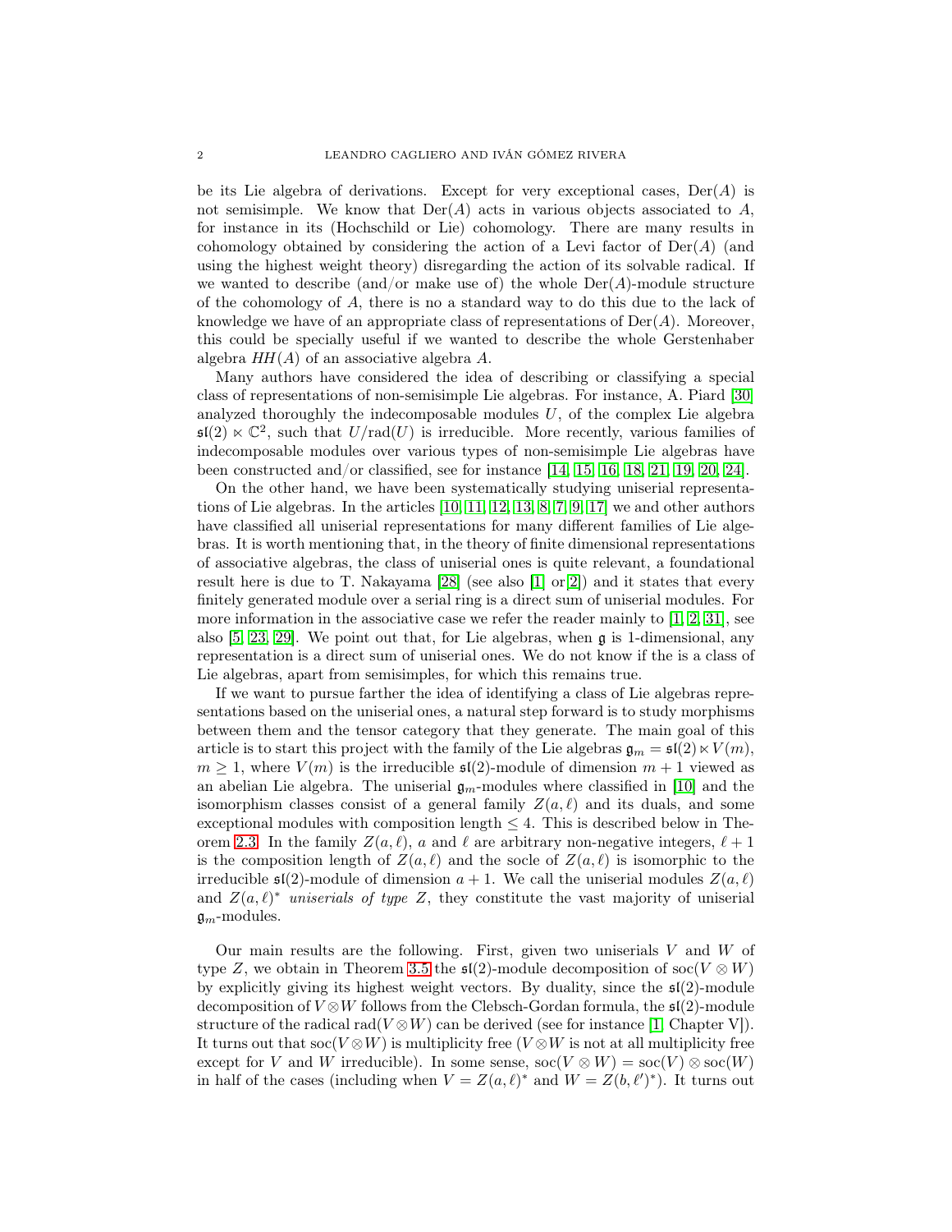be its Lie algebra of derivations. Except for very exceptional cases, $\mathrm{Der}(A)$ is not semisimple. We know that $\mathrm{Der}(A)$ acts in various objects associated to $A$, for instance in its (Hochschild or Lie) cohomology. There are many results in cohomology obtained by considering the action of a Levi factor of $\mathrm{Der}(A)$ (and using the highest weight theory) disregarding the action of its solvable radical. If we wanted to describe (and/or make use of) the whole $\mathrm{Der}(A)$-module structure of the cohomology of $A$, there is no a standard way to do this due to the lack of knowledge we have of an appropriate class of representations of $\mathrm{Der}(A)$. Moreover, this could be specially useful if we wanted to describe the whole Gerstenhaber algebra $HH(A)$ of an associative algebra $A$.

Many authors have considered the idea of describing or classifying a special class of representations of non-semisimple Lie algebras. For instance, A. Piard [30] analyzed thoroughly the indecomposable modules $U$, of the complex Lie algebra $\mathfrak{sl}(2) \ltimes \mathbb{C}^2$, such that $U/\mathrm{rad}(U)$ is irreducible. More recently, various families of indecomposable modules over various types of non-semisimple Lie algebras have been constructed and/or classified, see for instance [14, 15, 16, 18, 21, 19, 20, 24].

On the other hand, we have been systematically studying uniserial representations of Lie algebras. In the articles [10, 11, 12, 13, 8, 7, 9, 17] we and other authors have classified all uniserial representations for many different families of Lie algebras. It is worth mentioning that, in the theory of finite dimensional representations of associative algebras, the class of uniserial ones is quite relevant, a foundational result here is due to T. Nakayama [28] (see also [1] or[2]) and it states that every finitely generated module over a serial ring is a direct sum of uniserial modules. For more information in the associative case we refer the reader mainly to [1, 2, 31], see also [5, 23, 29]. We point out that, for Lie algebras, when $\mathfrak{g}$ is 1-dimensional, any representation is a direct sum of uniserial ones. We do not know if the is a class of Lie algebras, apart from semisimples, for which this remains true.

If we want to pursue farther the idea of identifying a class of Lie algebras representations based on the uniserial ones, a natural step forward is to study morphisms between them and the tensor category that they generate. The main goal of this article is to start this project with the family of the Lie algebras $\mathfrak{g}_m = \mathfrak{sl}(2) \ltimes V(m)$, $m \geq 1$, where $V(m)$ is the irreducible $\mathfrak{sl}(2)$-module of dimension $m+1$ viewed as an abelian Lie algebra. The uniserial $\mathfrak{g}_m$-modules where classified in [10] and the isomorphism classes consist of a general family $Z(a, \ell)$ and its duals, and some exceptional modules with composition length $\leq 4$. This is described below in Theorem 2.3. In the family $Z(a, \ell)$, $a$ and $\ell$ are arbitrary non-negative integers, $\ell + 1$ is the composition length of $Z(a, \ell)$ and the socle of $Z(a, \ell)$ is isomorphic to the irreducible $\mathfrak{sl}(2)$-module of dimension $a+1$. We call the uniserial modules $Z(a, \ell)$ and $Z(a, \ell)^*$ *uniserials of type* $Z$, they constitute the vast majority of uniserial $\mathfrak{g}_m$-modules.

Our main results are the following. First, given two uniserials $V$ and $W$ of type $Z$, we obtain in Theorem 3.5 the $\mathfrak{sl}(2)$-module decomposition of $\mathrm{soc}(V \otimes W)$ by explicitly giving its highest weight vectors. By duality, since the $\mathfrak{sl}(2)$-module decomposition of $V \otimes W$ follows from the Clebsch-Gordan formula, the $\mathfrak{sl}(2)$-module structure of the radical $\mathrm{rad}(V \otimes W)$ can be derived (see for instance [1, Chapter V]). It turns out that $\mathrm{soc}(V \otimes W)$ is multiplicity free ($V \otimes W$ is not at all multiplicity free except for $V$ and $W$ irreducible). In some sense, $\mathrm{soc}(V \otimes W) = \mathrm{soc}(V) \otimes \mathrm{soc}(W)$ in half of the cases (including when $V = Z(a, \ell)^*$ and $W = Z(b, \ell')^*$). It turns out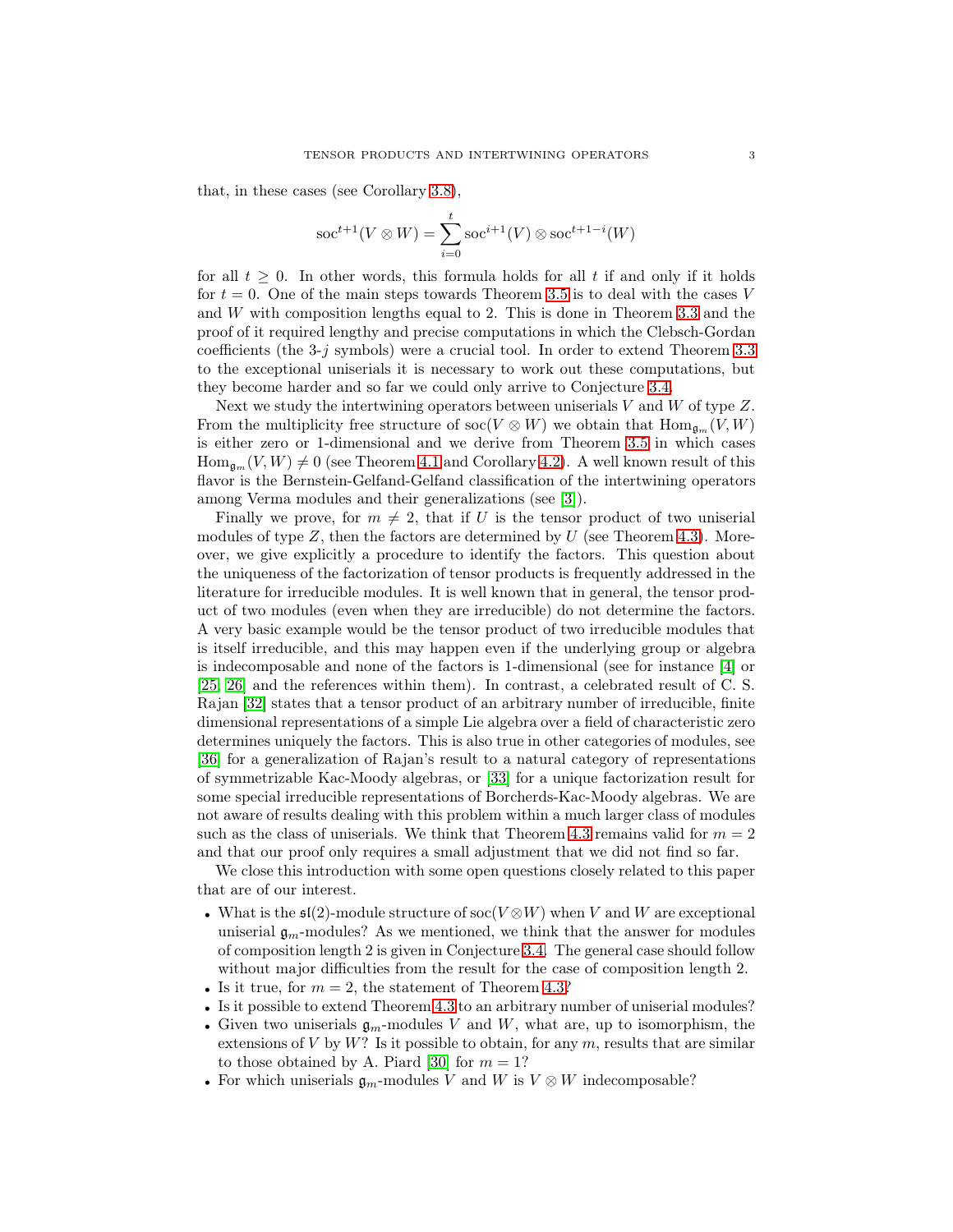that, in these cases (see Corollary 3.8),

$$\operatorname{soc}^{t+1}(V \otimes W) = \sum_{i=0}^{t} \operatorname{soc}^{i+1}(V) \otimes \operatorname{soc}^{t+1-i}(W)$$

for all $t \geq 0$. In other words, this formula holds for all $t$ if and only if it holds for $t = 0$. One of the main steps towards Theorem 3.5 is to deal with the cases $V$ and $W$ with composition lengths equal to 2. This is done in Theorem 3.3 and the proof of it required lengthy and precise computations in which the Clebsch-Gordan coefficients (the 3-$j$ symbols) were a crucial tool. In order to extend Theorem 3.3 to the exceptional uniserials it is necessary to work out these computations, but they become harder and so far we could only arrive to Conjecture 3.4.

Next we study the intertwining operators between uniserials $V$ and $W$ of type $Z$. From the multiplicity free structure of $\operatorname{soc}(V \otimes W)$ we obtain that $\operatorname{Hom}_{\mathfrak{g}_m}(V, W)$ is either zero or 1-dimensional and we derive from Theorem 3.5 in which cases $\operatorname{Hom}_{\mathfrak{g}_m}(V, W) \neq 0$ (see Theorem 4.1 and Corollary 4.2). A well known result of this flavor is the Bernstein-Gelfand-Gelfand classification of the intertwining operators among Verma modules and their generalizations (see [3]).

Finally we prove, for $m \neq 2$, that if $U$ is the tensor product of two uniserial modules of type $Z$, then the factors are determined by $U$ (see Theorem 4.3). Moreover, we give explicitly a procedure to identify the factors. This question about the uniqueness of the factorization of tensor products is frequently addressed in the literature for irreducible modules. It is well known that in general, the tensor product of two modules (even when they are irreducible) do not determine the factors. A very basic example would be the tensor product of two irreducible modules that is itself irreducible, and this may happen even if the underlying group or algebra is indecomposable and none of the factors is 1-dimensional (see for instance [4] or [25, 26] and the references within them). In contrast, a celebrated result of C. S. Rajan [32] states that a tensor product of an arbitrary number of irreducible, finite dimensional representations of a simple Lie algebra over a field of characteristic zero determines uniquely the factors. This is also true in other categories of modules, see [36] for a generalization of Rajan's result to a natural category of representations of symmetrizable Kac-Moody algebras, or [33] for a unique factorization result for some special irreducible representations of Borcherds-Kac-Moody algebras. We are not aware of results dealing with this problem within a much larger class of modules such as the class of uniserials. We think that Theorem 4.3 remains valid for $m = 2$ and that our proof only requires a small adjustment that we did not find so far.

We close this introduction with some open questions closely related to this paper that are of our interest.

- What is the $\mathfrak{sl}(2)$-module structure of $\operatorname{soc}(V \otimes W)$ when $V$ and $W$ are exceptional uniserial $\mathfrak{g}_m$-modules? As we mentioned, we think that the answer for modules of composition length 2 is given in Conjecture 3.4. The general case should follow without major difficulties from the result for the case of composition length 2.
- Is it true, for $m = 2$, the statement of Theorem 4.3?
- Is it possible to extend Theorem 4.3 to an arbitrary number of uniserial modules?
- Given two uniserials $\mathfrak{g}_m$-modules $V$ and $W$, what are, up to isomorphism, the extensions of $V$ by $W$? Is it possible to obtain, for any $m$, results that are similar to those obtained by A. Piard [30] for $m = 1$?
- For which uniserials $\mathfrak{g}_m$-modules $V$ and $W$ is $V \otimes W$ indecomposable?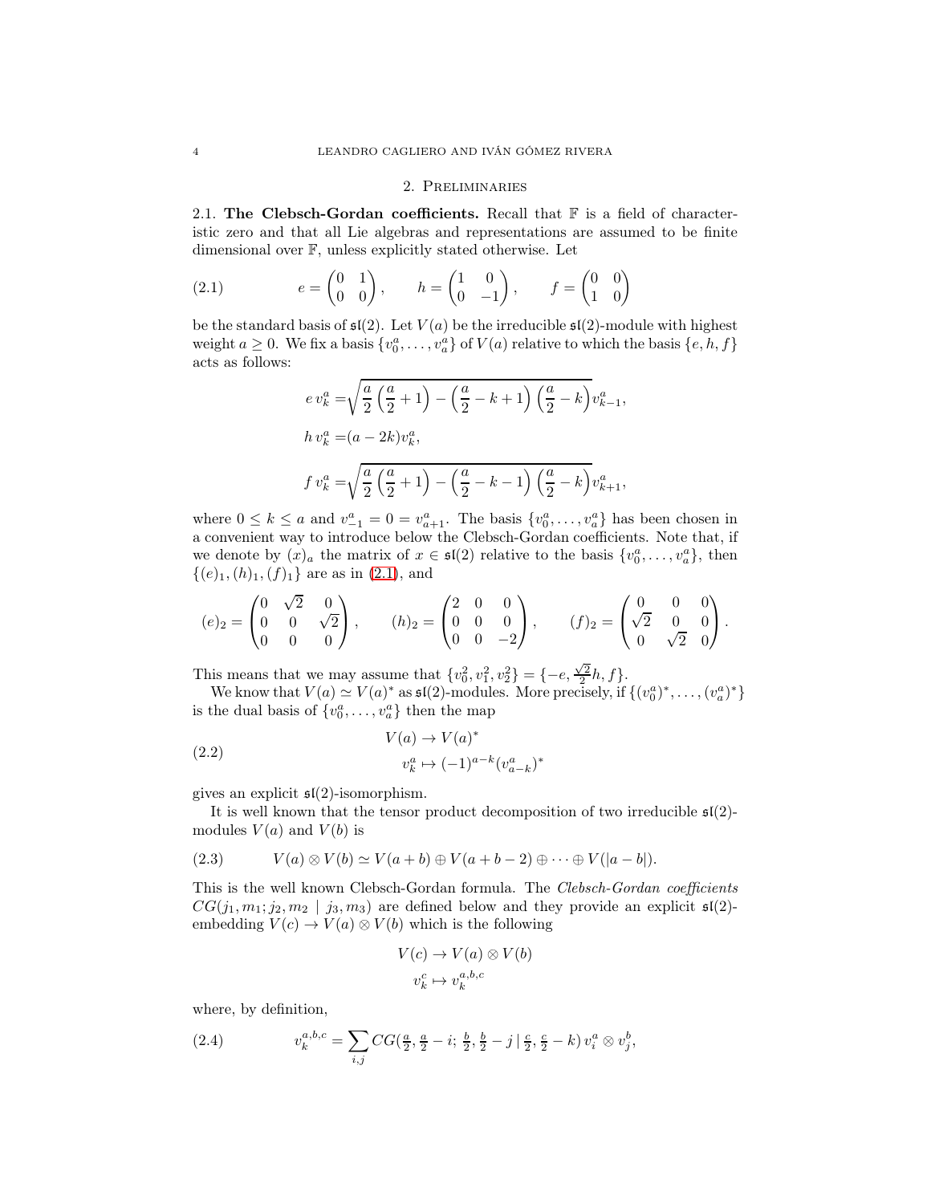## 2. Preliminaries

2.1. **The Clebsch-Gordan coefficients.** Recall that $\mathbb{F}$ is a field of characteristic zero and that all Lie algebras and representations are assumed to be finite dimensional over $\mathbb{F}$, unless explicitly stated otherwise. Let

$$e = \begin{pmatrix} 0 & 1 \\ 0 & 0 \end{pmatrix}, \qquad h = \begin{pmatrix} 1 & 0 \\ 0 & -1 \end{pmatrix}, \qquad f = \begin{pmatrix} 0 & 0 \\ 1 & 0 \end{pmatrix} \tag{2.1}$$

be the standard basis of $\mathfrak{sl}(2)$. Let $V(a)$ be the irreducible $\mathfrak{sl}(2)$-module with highest weight $a \geq 0$. We fix a basis $\{v_0^a, \dots, v_a^a\}$ of $V(a)$ relative to which the basis $\{e, h, f\}$ acts as follows:

$$\begin{aligned}
e\, v_k^a &= \sqrt{\frac{a}{2}\left(\frac{a}{2}+1\right) - \left(\frac{a}{2}-k+1\right)\left(\frac{a}{2}-k\right)}\, v_{k-1}^a, \\
h\, v_k^a &= (a-2k) v_k^a, \\
f\, v_k^a &= \sqrt{\frac{a}{2}\left(\frac{a}{2}+1\right) - \left(\frac{a}{2}-k-1\right)\left(\frac{a}{2}-k\right)}\, v_{k+1}^a,
\end{aligned}$$

where $0 \leq k \leq a$ and $v_{-1}^a = 0 = v_{a+1}^a$. The basis $\{v_0^a, \dots, v_a^a\}$ has been chosen in a convenient way to introduce below the Clebsch-Gordan coefficients. Note that, if we denote by $(x)_a$ the matrix of $x \in \mathfrak{sl}(2)$ relative to the basis $\{v_0^a, \dots, v_a^a\}$, then $\{(e)_1, (h)_1, (f)_1\}$ are as in (2.1), and

$$(e)_2 = \begin{pmatrix} 0 & \sqrt{2} & 0 \\ 0 & 0 & \sqrt{2} \\ 0 & 0 & 0 \end{pmatrix}, \qquad (h)_2 = \begin{pmatrix} 2 & 0 & 0 \\ 0 & 0 & 0 \\ 0 & 0 & -2 \end{pmatrix}, \qquad (f)_2 = \begin{pmatrix} 0 & 0 & 0 \\ \sqrt{2} & 0 & 0 \\ 0 & \sqrt{2} & 0 \end{pmatrix}.$$

This means that we may assume that $\{v_0^2, v_1^2, v_2^2\} = \{-e, \frac{\sqrt{2}}{2}h, f\}$.

We know that $V(a) \simeq V(a)^*$ as $\mathfrak{sl}(2)$-modules. More precisely, if $\{(v_0^a)^*, \dots, (v_a^a)^*\}$ is the dual basis of $\{v_0^a, \dots, v_a^a\}$ then the map

$$\begin{aligned} V(a) &\to V(a)^* \\ v_k^a &\mapsto (-1)^{a-k} (v_{a-k}^a)^* \end{aligned} \tag{2.2}$$

gives an explicit $\mathfrak{sl}(2)$-isomorphism.

It is well known that the tensor product decomposition of two irreducible $\mathfrak{sl}(2)$-modules $V(a)$ and $V(b)$ is

$$V(a) \otimes V(b) \simeq V(a+b) \oplus V(a+b-2) \oplus \cdots \oplus V(|a-b|). \tag{2.3}$$

This is the well known Clebsch-Gordan formula. The *Clebsch-Gordan coefficients* $CG(j_1, m_1; j_2, m_2 \mid j_3, m_3)$ are defined below and they provide an explicit $\mathfrak{sl}(2)$-embedding $V(c) \to V(a) \otimes V(b)$ which is the following

$$\begin{aligned} V(c) &\to V(a) \otimes V(b) \\ v_k^c &\mapsto v_k^{a,b,c} \end{aligned}$$

where, by definition,

$$v_k^{a,b,c} = \sum_{i,j} CG\left(\tfrac{a}{2}, \tfrac{a}{2}-i;\ \tfrac{b}{2}, \tfrac{b}{2}-j \,\middle|\, \tfrac{c}{2}, \tfrac{c}{2}-k\right) v_i^a \otimes v_j^b, \tag{2.4}$$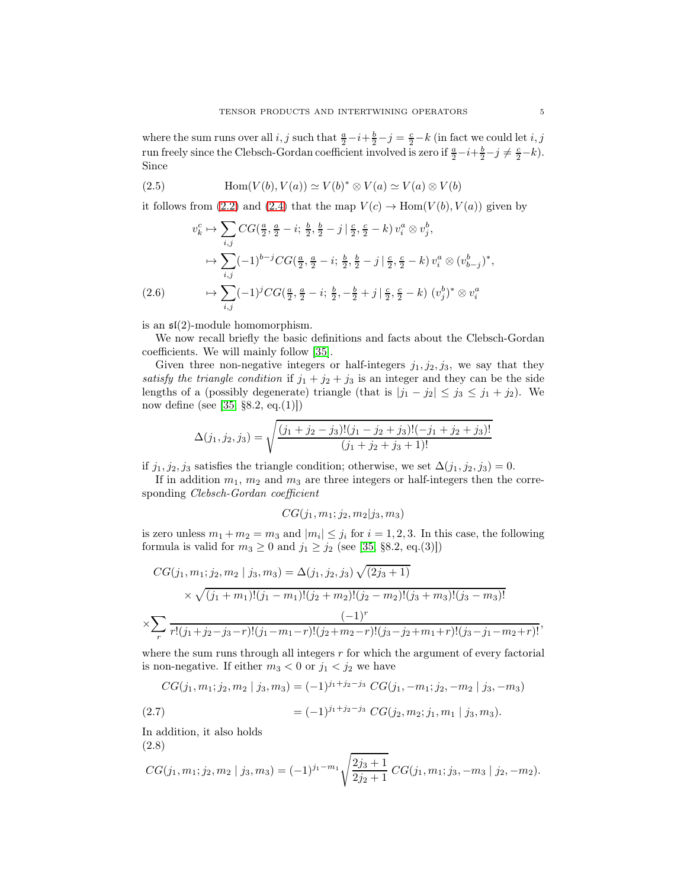where the sum runs over all $i, j$ such that $\frac{a}{2}-i+\frac{b}{2}-j=\frac{c}{2}-k$ (in fact we could let $i, j$ run freely since the Clebsch-Gordan coefficient involved is zero if $\frac{a}{2}-i+\frac{b}{2}-j \neq \frac{c}{2}-k$). Since

$$\operatorname{Hom}(V(b), V(a)) \simeq V(b)^* \otimes V(a) \simeq V(a) \otimes V(b) \tag{2.5}$$

it follows from (2.2) and (2.4) that the map $V(c) \to \operatorname{Hom}(V(b), V(a))$ given by

$$\begin{aligned}
v_k^c &\mapsto \sum_{i,j} CG(\tfrac{a}{2}, \tfrac{a}{2}-i;\, \tfrac{b}{2}, \tfrac{b}{2}-j \,|\, \tfrac{c}{2}, \tfrac{c}{2}-k)\, v_i^a \otimes v_j^b, \\
&\mapsto \sum_{i,j} (-1)^{b-j} CG(\tfrac{a}{2}, \tfrac{a}{2}-i;\, \tfrac{b}{2}, \tfrac{b}{2}-j \,|\, \tfrac{c}{2}, \tfrac{c}{2}-k)\, v_i^a \otimes (v_{b-j}^b)^*, \\
&\mapsto \sum_{i,j} (-1)^{j} CG(\tfrac{a}{2}, \tfrac{a}{2}-i;\, \tfrac{b}{2}, -\tfrac{b}{2}+j \,|\, \tfrac{c}{2}, \tfrac{c}{2}-k)\, (v_j^b)^* \otimes v_i^a
\end{aligned} \tag{2.6}$$

is an $\mathfrak{sl}(2)$-module homomorphism.

We now recall briefly the basic definitions and facts about the Clebsch-Gordan coefficients. We will mainly follow [35].

Given three non-negative integers or half-integers $j_1, j_2, j_3$, we say that they *satisfy the triangle condition* if $j_1+j_2+j_3$ is an integer and they can be the side lengths of a (possibly degenerate) triangle (that is $|j_1-j_2| \le j_3 \le j_1+j_2$). We now define (see [35, §8.2, eq.(1)])

$$\Delta(j_1, j_2, j_3) = \sqrt{\frac{(j_1+j_2-j_3)!(j_1-j_2+j_3)!(-j_1+j_2+j_3)!}{(j_1+j_2+j_3+1)!}}$$

if $j_1, j_2, j_3$ satisfies the triangle condition; otherwise, we set $\Delta(j_1, j_2, j_3)=0$.

If in addition $m_1$, $m_2$ and $m_3$ are three integers or half-integers then the corresponding *Clebsch-Gordan coefficient*

$$CG(j_1, m_1; j_2, m_2 | j_3, m_3)$$

is zero unless $m_1+m_2=m_3$ and $|m_i| \le j_i$ for $i=1,2,3$. In this case, the following formula is valid for $m_3 \ge 0$ and $j_1 \ge j_2$ (see [35, §8.2, eq.(3)])

$$\begin{aligned}
CG(j_1, m_1; j_2, m_2 \mid j_3, m_3) &= \Delta(j_1, j_2, j_3)\sqrt{(2j_3+1)} \\
&\times \sqrt{(j_1+m_1)!(j_1-m_1)!(j_2+m_2)!(j_2-m_2)!(j_3+m_3)!(j_3-m_3)!} \\
\times \sum_r & \frac{(-1)^r}{r!(j_1+j_2-j_3-r)!(j_1-m_1-r)!(j_2+m_2-r)!(j_3-j_2+m_1+r)!(j_3-j_1-m_2+r)!},
\end{aligned}$$

where the sum runs through all integers $r$ for which the argument of every factorial is non-negative. If either $m_3 < 0$ or $j_1 < j_2$ we have

$$\begin{aligned}
CG(j_1, m_1; j_2, m_2 \mid j_3, m_3) &= (-1)^{j_1+j_2-j_3}\, CG(j_1, -m_1; j_2, -m_2 \mid j_3, -m_3) \\
&= (-1)^{j_1+j_2-j_3}\, CG(j_2, m_2; j_1, m_1 \mid j_3, m_3).
\end{aligned} \tag{2.7}$$

In addition, it also holds

$$CG(j_1, m_1; j_2, m_2 \mid j_3, m_3) = (-1)^{j_1-m_1}\sqrt{\frac{2j_3+1}{2j_2+1}}\, CG(j_1, m_1; j_3, -m_3 \mid j_2, -m_2). \tag{2.8}$$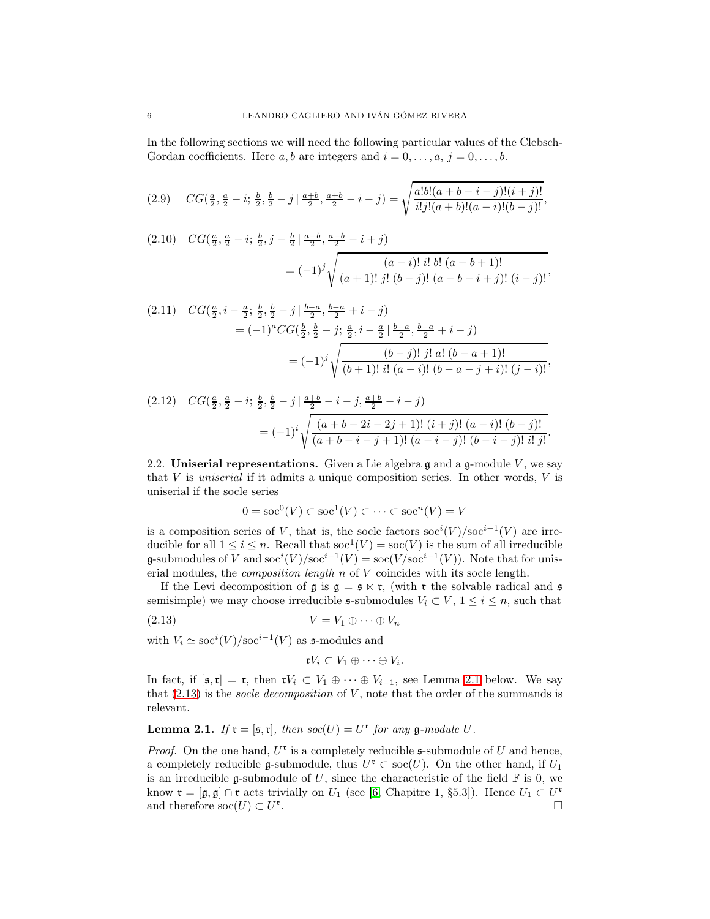In the following sections we will need the following particular values of the Clebsch-Gordan coefficients. Here $a, b$ are integers and $i = 0, \dots, a$, $j = 0, \dots, b$.

$$CG(\tfrac{a}{2}, \tfrac{a}{2} - i;\, \tfrac{b}{2}, \tfrac{b}{2} - j \,|\, \tfrac{a+b}{2}, \tfrac{a+b}{2} - i - j) = \sqrt{\frac{a!b!(a+b-i-j)!(i+j)!}{i!j!(a+b)!(a-i)!(b-j)!}}, \tag{2.9}$$

$$\begin{aligned} &CG(\tfrac{a}{2}, \tfrac{a}{2} - i;\, \tfrac{b}{2}, j - \tfrac{b}{2} \,|\, \tfrac{a-b}{2}, \tfrac{a-b}{2} - i + j) \\ &\qquad = (-1)^j \sqrt{\frac{(a-i)!\; i!\; b!\; (a-b+1)!}{(a+1)!\; j!\; (b-j)!\; (a-b-i+j)!\; (i-j)!}}, \end{aligned} \tag{2.10}$$

$$\begin{aligned} &CG(\tfrac{a}{2}, i - \tfrac{a}{2};\, \tfrac{b}{2}, \tfrac{b}{2} - j \,|\, \tfrac{b-a}{2}, \tfrac{b-a}{2} + i - j) \\ &\qquad = (-1)^a CG(\tfrac{b}{2}, \tfrac{b}{2} - j;\, \tfrac{a}{2}, i - \tfrac{a}{2} \,|\, \tfrac{b-a}{2}, \tfrac{b-a}{2} + i - j) \\ &\qquad = (-1)^j \sqrt{\frac{(b-j)!\; j!\; a!\; (b-a+1)!}{(b+1)!\; i!\; (a-i)!\; (b-a-j+i)!\; (j-i)!}}, \end{aligned} \tag{2.11}$$

$$\begin{aligned} &CG(\tfrac{a}{2}, \tfrac{a}{2} - i;\, \tfrac{b}{2}, \tfrac{b}{2} - j \,|\, \tfrac{a+b}{2} - i - j, \tfrac{a+b}{2} - i - j) \\ &\qquad = (-1)^i \sqrt{\frac{(a+b-2i-2j+1)!\; (i+j)!\; (a-i)!\; (b-j)!}{(a+b-i-j+1)!\; (a-i-j)!\; (b-i-j)!\; i!\; j!}}. \end{aligned} \tag{2.12}$$

**2.2. Uniserial representations.** Given a Lie algebra $\mathfrak{g}$ and a $\mathfrak{g}$-module $V$, we say that $V$ is *uniserial* if it admits a unique composition series. In other words, $V$ is uniserial if the socle series

$$0 = \mathrm{soc}^0(V) \subset \mathrm{soc}^1(V) \subset \cdots \subset \mathrm{soc}^n(V) = V$$

is a composition series of $V$, that is, the socle factors $\mathrm{soc}^i(V)/\mathrm{soc}^{i-1}(V)$ are irreducible for all $1 \le i \le n$. Recall that $\mathrm{soc}^1(V) = \mathrm{soc}(V)$ is the sum of all irreducible $\mathfrak{g}$-submodules of $V$ and $\mathrm{soc}^i(V)/\mathrm{soc}^{i-1}(V) = \mathrm{soc}(V/\mathrm{soc}^{i-1}(V))$. Note that for uniserial modules, the *composition length* $n$ of $V$ coincides with its socle length.

If the Levi decomposition of $\mathfrak{g}$ is $\mathfrak{g} = \mathfrak{s} \ltimes \mathfrak{r}$, (with $\mathfrak{r}$ the solvable radical and $\mathfrak{s}$ semisimple) we may choose irreducible $\mathfrak{s}$-submodules $V_i \subset V$, $1 \le i \le n$, such that

$$V = V_1 \oplus \cdots \oplus V_n \tag{2.13}$$

with $V_i \simeq \mathrm{soc}^i(V)/\mathrm{soc}^{i-1}(V)$ as $\mathfrak{s}$-modules and

$$\mathfrak{r}V_i \subset V_1 \oplus \cdots \oplus V_i.$$

In fact, if $[\mathfrak{s}, \mathfrak{r}] = \mathfrak{r}$, then $\mathfrak{r}V_i \subset V_1 \oplus \cdots \oplus V_{i-1}$, see Lemma 2.1 below. We say that (2.13) is the *socle decomposition* of $V$, note that the order of the summands is relevant.

**Lemma 2.1.** *If $\mathfrak{r} = [\mathfrak{s}, \mathfrak{r}]$, then $soc(U) = U^{\mathfrak{r}}$ for any $\mathfrak{g}$-module $U$.*

*Proof.* On the one hand, $U^{\mathfrak{r}}$ is a completely reducible $\mathfrak{s}$-submodule of $U$ and hence, a completely reducible $\mathfrak{g}$-submodule, thus $U^{\mathfrak{r}} \subset \mathrm{soc}(U)$. On the other hand, if $U_1$ is an irreducible $\mathfrak{g}$-submodule of $U$, since the characteristic of the field $\mathbb{F}$ is 0, we know $\mathfrak{r} = [\mathfrak{g}, \mathfrak{g}] \cap \mathfrak{r}$ acts trivially on $U_1$ (see [6, Chapitre 1, §5.3]). Hence $U_1 \subset U^{\mathfrak{r}}$ and therefore $\mathrm{soc}(U) \subset U^{\mathfrak{r}}$. □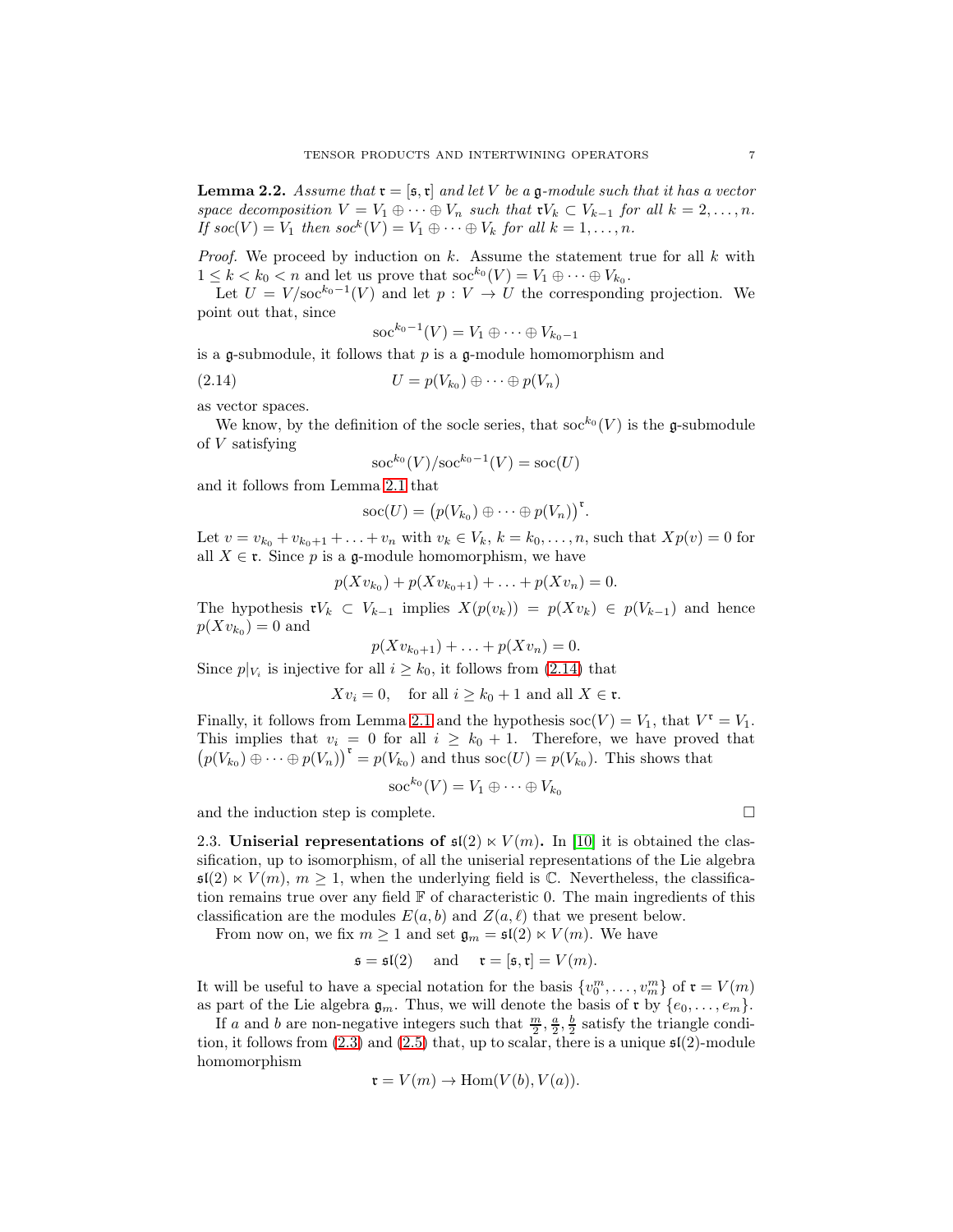**Lemma 2.2.** *Assume that $\mathfrak{r} = [\mathfrak{s}, \mathfrak{r}]$ and let $V$ be a $\mathfrak{g}$-module such that it has a vector space decomposition $V = V_1 \oplus \cdots \oplus V_n$ such that $\mathfrak{r}V_k \subset V_{k-1}$ for all $k = 2, \ldots, n$. If $soc(V) = V_1$ then $soc^k(V) = V_1 \oplus \cdots \oplus V_k$ for all $k = 1, \ldots, n$.*

*Proof.* We proceed by induction on $k$. Assume the statement true for all $k$ with $1 \le k < k_0 < n$ and let us prove that $\mathrm{soc}^{k_0}(V) = V_1 \oplus \cdots \oplus V_{k_0}$.

Let $U = V/\mathrm{soc}^{k_0-1}(V)$ and let $p : V \to U$ the corresponding projection. We point out that, since

$$\mathrm{soc}^{k_0-1}(V) = V_1 \oplus \cdots \oplus V_{k_0-1}$$

is a $\mathfrak{g}$-submodule, it follows that $p$ is a $\mathfrak{g}$-module homomorphism and

$$U = p(V_{k_0}) \oplus \cdots \oplus p(V_n) \tag{2.14}$$

as vector spaces.

We know, by the definition of the socle series, that $\mathrm{soc}^{k_0}(V)$ is the $\mathfrak{g}$-submodule of $V$ satisfying

$$\mathrm{soc}^{k_0}(V)/\mathrm{soc}^{k_0-1}(V) = \mathrm{soc}(U)$$

and it follows from Lemma 2.1 that

$$\mathrm{soc}(U) = \big(p(V_{k_0}) \oplus \cdots \oplus p(V_n)\big)^{\mathfrak{r}}.$$

Let $v = v_{k_0} + v_{k_0+1} + \ldots + v_n$ with $v_k \in V_k$, $k = k_0, \ldots, n$, such that $Xp(v) = 0$ for all $X \in \mathfrak{r}$. Since $p$ is a $\mathfrak{g}$-module homomorphism, we have

$$p(Xv_{k_0}) + p(Xv_{k_0+1}) + \ldots + p(Xv_n) = 0.$$

The hypothesis $\mathfrak{r}V_k \subset V_{k-1}$ implies $X(p(v_k)) = p(Xv_k) \in p(V_{k-1})$ and hence $p(Xv_{k_0}) = 0$ and

$$p(Xv_{k_0+1}) + \ldots + p(Xv_n) = 0.$$

Since $p|_{V_i}$ is injective for all $i \ge k_0$, it follows from (2.14) that

$$Xv_i = 0, \quad \text{for all } i \ge k_0 + 1 \text{ and all } X \in \mathfrak{r}.$$

Finally, it follows from Lemma 2.1 and the hypothesis $\mathrm{soc}(V) = V_1$, that $V^{\mathfrak{r}} = V_1$. This implies that $v_i = 0$ for all $i \ge k_0 + 1$. Therefore, we have proved that $\big(p(V_{k_0}) \oplus \cdots \oplus p(V_n)\big)^{\mathfrak{r}} = p(V_{k_0})$ and thus $\mathrm{soc}(U) = p(V_{k_0})$. This shows that

$$\mathrm{soc}^{k_0}(V) = V_1 \oplus \cdots \oplus V_{k_0}$$

and the induction step is complete. □

2.3. **Uniserial representations of $\mathfrak{sl}(2) \ltimes V(m)$.** In [10] it is obtained the classification, up to isomorphism, of all the uniserial representations of the Lie algebra $\mathfrak{sl}(2) \ltimes V(m)$, $m \ge 1$, when the underlying field is $\mathbb{C}$. Nevertheless, the classification remains true over any field $\mathbb{F}$ of characteristic 0. The main ingredients of this classification are the modules $E(a, b)$ and $Z(a, \ell)$ that we present below.

From now on, we fix $m \ge 1$ and set $\mathfrak{g}_m = \mathfrak{sl}(2) \ltimes V(m)$. We have

$$\mathfrak{s} = \mathfrak{sl}(2) \quad \text{and} \quad \mathfrak{r} = [\mathfrak{s}, \mathfrak{r}] = V(m).$$

It will be useful to have a special notation for the basis $\{v_0^m, \ldots, v_m^m\}$ of $\mathfrak{r} = V(m)$ as part of the Lie algebra $\mathfrak{g}_m$. Thus, we will denote the basis of $\mathfrak{r}$ by $\{e_0, \ldots, e_m\}$.

If $a$ and $b$ are non-negative integers such that $\frac{m}{2}, \frac{a}{2}, \frac{b}{2}$ satisfy the triangle condition, it follows from (2.3) and (2.5) that, up to scalar, there is a unique $\mathfrak{sl}(2)$-module homomorphism

$$\mathfrak{r} = V(m) \to \mathrm{Hom}(V(b), V(a)).$$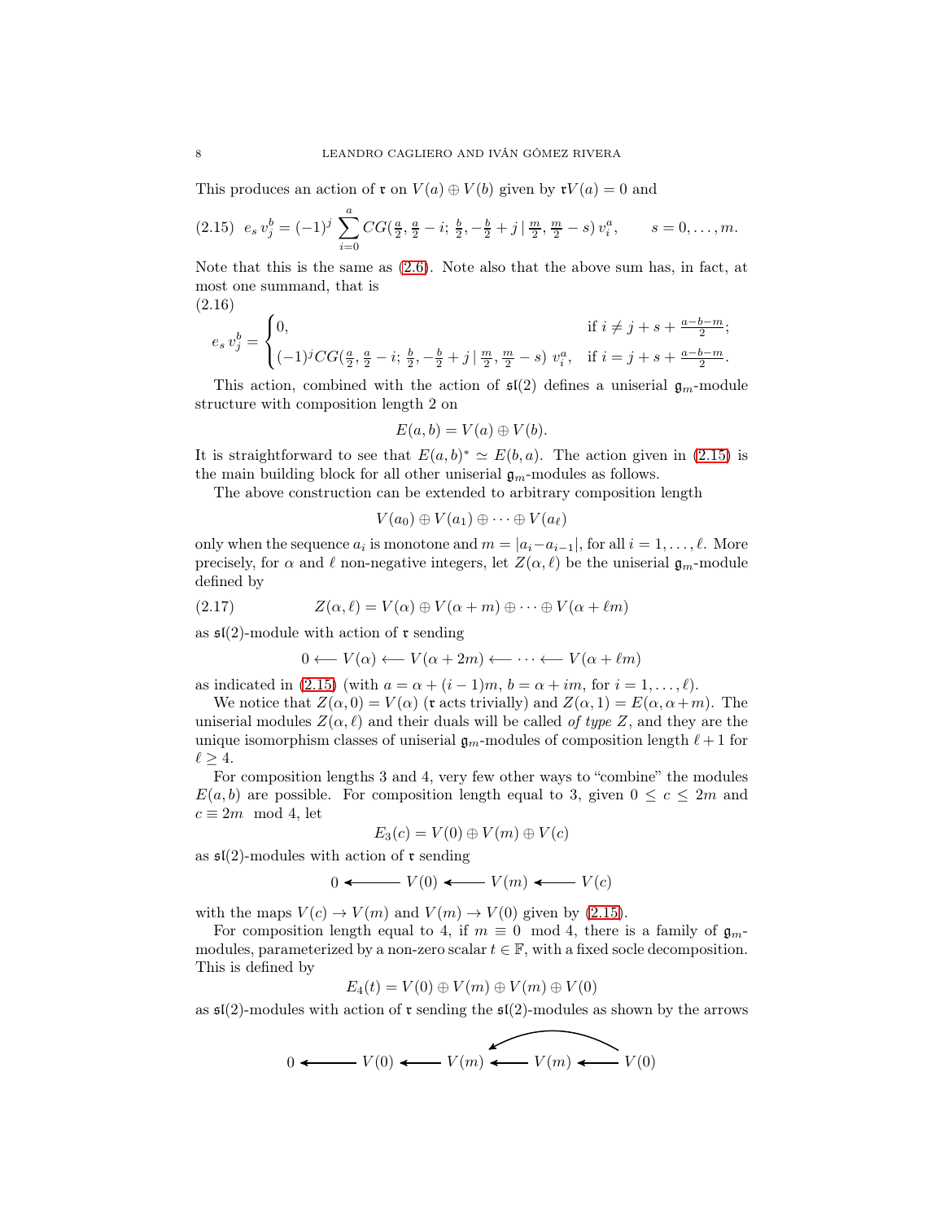This produces an action of $\mathfrak{r}$ on $V(a) \oplus V(b)$ given by $\mathfrak{r}V(a) = 0$ and

$$e_s\, v_j^b = (-1)^j \sum_{i=0}^{a} CG(\tfrac{a}{2}, \tfrac{a}{2} - i;\, \tfrac{b}{2}, -\tfrac{b}{2} + j \,|\, \tfrac{m}{2}, \tfrac{m}{2} - s)\, v_i^a, \qquad s = 0, \ldots, m. \tag{2.15}$$

Note that this is the same as (2.6). Note also that the above sum has, in fact, at most one summand, that is

$$e_s\, v_j^b = \begin{cases} 0, & \text{if } i \neq j + s + \frac{a-b-m}{2}; \\ (-1)^j CG(\frac{a}{2}, \frac{a}{2} - i;\, \frac{b}{2}, -\frac{b}{2} + j \,|\, \frac{m}{2}, \frac{m}{2} - s)\ v_i^a, & \text{if } i = j + s + \frac{a-b-m}{2}. \end{cases} \tag{2.16}$$

This action, combined with the action of $\mathfrak{sl}(2)$ defines a uniserial $\mathfrak{g}_m$-module structure with composition length 2 on

$$E(a, b) = V(a) \oplus V(b).$$

It is straightforward to see that $E(a, b)^* \simeq E(b, a)$. The action given in (2.15) is the main building block for all other uniserial $\mathfrak{g}_m$-modules as follows.

The above construction can be extended to arbitrary composition length

$$V(a_0) \oplus V(a_1) \oplus \cdots \oplus V(a_\ell)$$

only when the sequence $a_i$ is monotone and $m = |a_i - a_{i-1}|$, for all $i = 1, \ldots, \ell$. More precisely, for $\alpha$ and $\ell$ non-negative integers, let $Z(\alpha, \ell)$ be the uniserial $\mathfrak{g}_m$-module defined by

$$Z(\alpha, \ell) = V(\alpha) \oplus V(\alpha + m) \oplus \cdots \oplus V(\alpha + \ell m) \tag{2.17}$$

as $\mathfrak{sl}(2)$-module with action of $\mathfrak{r}$ sending

$$0 \longleftarrow V(\alpha) \longleftarrow V(\alpha + 2m) \longleftarrow \cdots \longleftarrow V(\alpha + \ell m)$$

as indicated in (2.15) (with $a = \alpha + (i-1)m$, $b = \alpha + im$, for $i = 1, \ldots, \ell$).

We notice that $Z(\alpha, 0) = V(\alpha)$ ($\mathfrak{r}$ acts trivially) and $Z(\alpha, 1) = E(\alpha, \alpha + m)$. The uniserial modules $Z(\alpha, \ell)$ and their duals will be called *of type Z*, and they are the unique isomorphism classes of uniserial $\mathfrak{g}_m$-modules of composition length $\ell + 1$ for $\ell \geq 4$.

For composition lengths 3 and 4, very few other ways to "combine" the modules $E(a, b)$ are possible. For composition length equal to 3, given $0 \leq c \leq 2m$ and $c \equiv 2m \mod 4$, let

$$E_3(c) = V(0) \oplus V(m) \oplus V(c)$$

as $\mathfrak{sl}(2)$-modules with action of $\mathfrak{r}$ sending

$$0 \longleftarrow V(0) \longleftarrow V(m) \longleftarrow V(c)$$

with the maps $V(c) \to V(m)$ and $V(m) \to V(0)$ given by (2.15).

For composition length equal to 4, if $m \equiv 0 \mod 4$, there is a family of $\mathfrak{g}_m$-modules, parameterized by a non-zero scalar $t \in \mathbb{F}$, with a fixed socle decomposition. This is defined by

$$E_4(t) = V(0) \oplus V(m) \oplus V(m) \oplus V(0)$$

as $\mathfrak{sl}(2)$-modules with action of $\mathfrak{r}$ sending the $\mathfrak{sl}(2)$-modules as shown by the arrows

$$0 \longleftarrow V(0) \longleftarrow V(m) \longleftarrow V(m) \longleftarrow V(0)$$

(with an additional arrow from the last $V(0)$ to the first $V(m)$)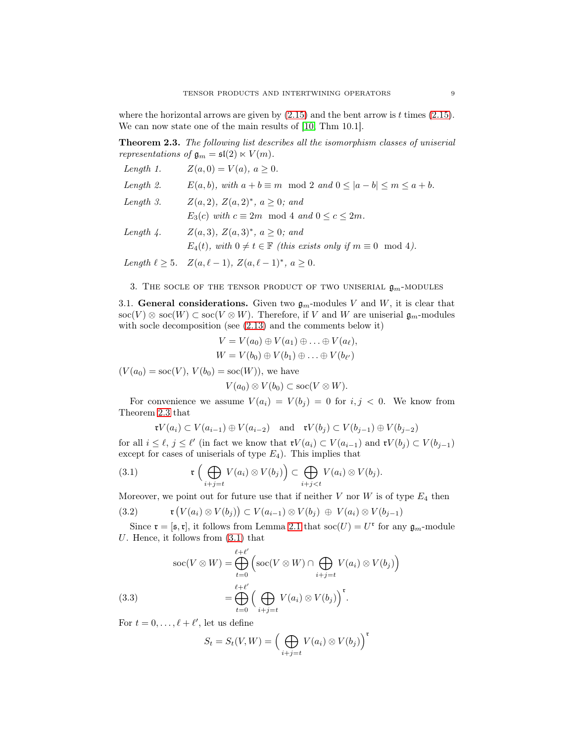where the horizontal arrows are given by (2.15) and the bent arrow is $t$ times (2.15). We can now state one of the main results of [10, Thm 10.1].

**Theorem 2.3.** *The following list describes all the isomorphism classes of uniserial representations of $\mathfrak{g}_m = \mathfrak{sl}(2) \ltimes V(m)$.*

*Length 1.* $Z(a,0) = V(a)$, $a \geq 0$.

*Length 2.* $E(a,b)$, *with* $a+b \equiv m \mod 2$ *and* $0 \leq |a-b| \leq m \leq a+b$.

*Length 3.* $Z(a,2)$, $Z(a,2)^*$, $a \geq 0$; *and*
$E_3(c)$ *with* $c \equiv 2m \mod 4$ *and* $0 \leq c \leq 2m$.

*Length 4.* $Z(a,3)$, $Z(a,3)^*$, $a \geq 0$; *and*
$E_4(t)$, *with* $0 \neq t \in \mathbb{F}$ *(this exists only if* $m \equiv 0 \mod 4$*).*

*Length $\ell \geq 5$.* $Z(a,\ell-1)$, $Z(a,\ell-1)^*$, $a \geq 0$.

## 3. The socle of the tensor product of two uniserial $\mathfrak{g}_m$-modules

3.1. **General considerations.** Given two $\mathfrak{g}_m$-modules $V$ and $W$, it is clear that $\mathrm{soc}(V) \otimes \mathrm{soc}(W) \subset \mathrm{soc}(V \otimes W)$. Therefore, if $V$ and $W$ are uniserial $\mathfrak{g}_m$-modules with socle decomposition (see (2.13) and the comments below it)

$$V = V(a_0) \oplus V(a_1) \oplus \ldots \oplus V(a_\ell),$$
$$W = V(b_0) \oplus V(b_1) \oplus \ldots \oplus V(b_{\ell'})$$

($V(a_0) = \mathrm{soc}(V)$, $V(b_0) = \mathrm{soc}(W)$), we have

$$V(a_0) \otimes V(b_0) \subset \mathrm{soc}(V \otimes W).$$

For convenience we assume $V(a_i) = V(b_j) = 0$ for $i,j < 0$. We know from Theorem 2.3 that

$$\mathfrak{r}V(a_i) \subset V(a_{i-1}) \oplus V(a_{i-2}) \quad \text{and} \quad \mathfrak{r}V(b_j) \subset V(b_{j-1}) \oplus V(b_{j-2})$$

for all $i \leq \ell$, $j \leq \ell'$ (in fact we know that $\mathfrak{r}V(a_i) \subset V(a_{i-1})$ and $\mathfrak{r}V(b_j) \subset V(b_{j-1})$ except for cases of uniserials of type $E_4$). This implies that

$$\mathfrak{r}\Big(\bigoplus_{i+j=t} V(a_i) \otimes V(b_j)\Big) \subset \bigoplus_{i+j<t} V(a_i) \otimes V(b_j). \tag{3.1}$$

Moreover, we point out for future use that if neither $V$ nor $W$ is of type $E_4$ then

$$\mathfrak{r}\big(V(a_i) \otimes V(b_j)\big) \subset V(a_{i-1}) \otimes V(b_j) \;\oplus\; V(a_i) \otimes V(b_{j-1}) \tag{3.2}$$

Since $\mathfrak{r} = [\mathfrak{s}, \mathfrak{r}]$, it follows from Lemma 2.1 that $\mathrm{soc}(U) = U^{\mathfrak{r}}$ for any $\mathfrak{g}_m$-module $U$. Hence, it follows from (3.1) that

$$\begin{aligned}
\mathrm{soc}(V \otimes W) &= \bigoplus_{t=0}^{\ell+\ell'} \Big(\mathrm{soc}(V \otimes W) \cap \bigoplus_{i+j=t} V(a_i) \otimes V(b_j)\Big) \\
&= \bigoplus_{t=0}^{\ell+\ell'} \Big(\bigoplus_{i+j=t} V(a_i) \otimes V(b_j)\Big)^{\mathfrak{r}}.
\end{aligned} \tag{3.3}$$

For $t = 0, \ldots, \ell+\ell'$, let us define

$$S_t = S_t(V,W) = \Big(\bigoplus_{i+j=t} V(a_i) \otimes V(b_j)\Big)^{\mathfrak{r}}$$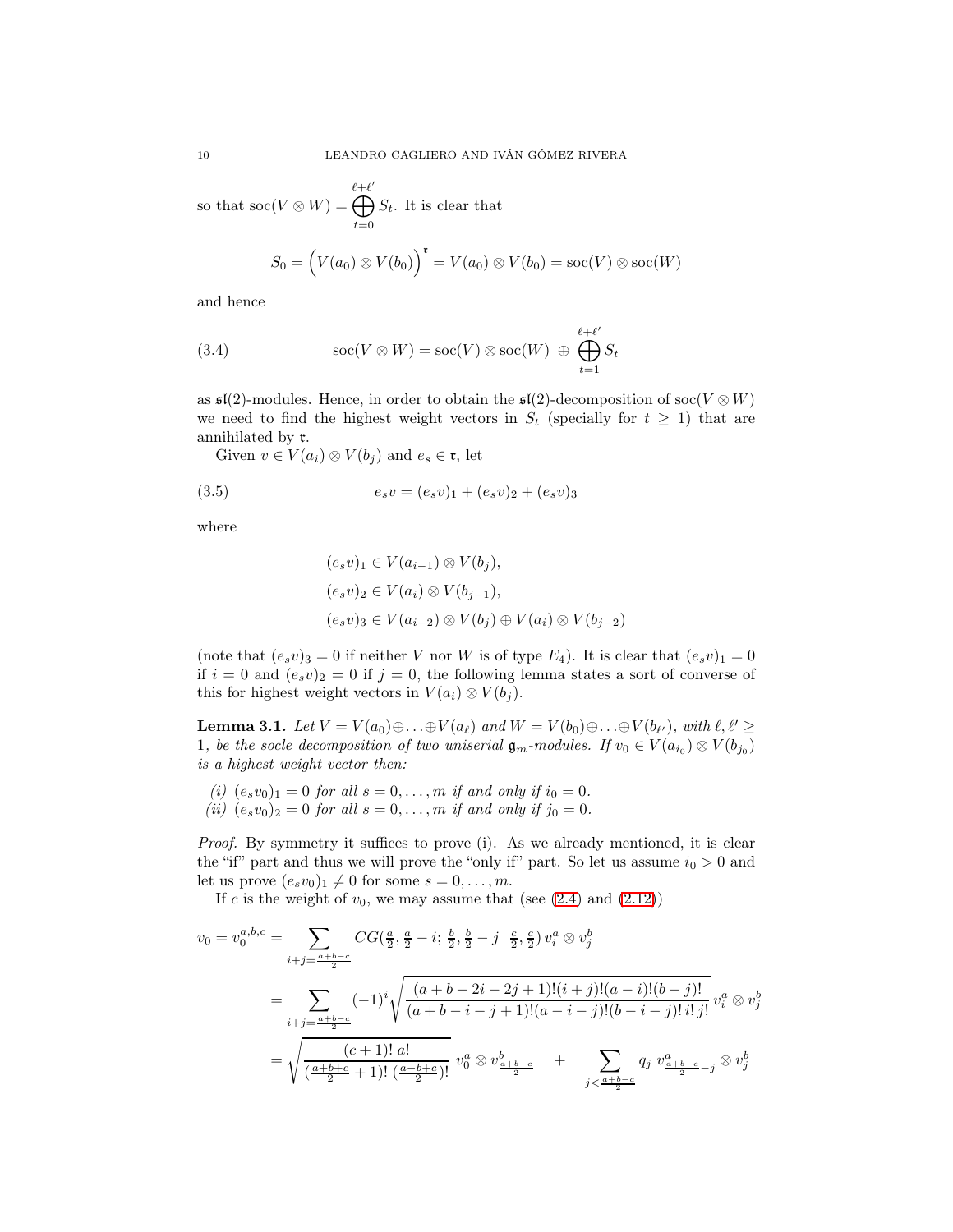so that $\operatorname{soc}(V \otimes W) = \bigoplus_{t=0}^{\ell+\ell'} S_t$. It is clear that

$$S_0 = \Big(V(a_0) \otimes V(b_0)\Big)^{\mathfrak{r}} = V(a_0) \otimes V(b_0) = \operatorname{soc}(V) \otimes \operatorname{soc}(W)$$

and hence

$$\operatorname{soc}(V \otimes W) = \operatorname{soc}(V) \otimes \operatorname{soc}(W) \;\oplus\; \bigoplus_{t=1}^{\ell+\ell'} S_t \tag{3.4}$$

as $\mathfrak{sl}(2)$-modules. Hence, in order to obtain the $\mathfrak{sl}(2)$-decomposition of $\operatorname{soc}(V \otimes W)$ we need to find the highest weight vectors in $S_t$ (specially for $t \geq 1$) that are annihilated by $\mathfrak{r}$.

Given $v \in V(a_i) \otimes V(b_j)$ and $e_s \in \mathfrak{r}$, let

$$e_s v = (e_s v)_1 + (e_s v)_2 + (e_s v)_3 \tag{3.5}$$

where

$$\begin{aligned}
&(e_s v)_1 \in V(a_{i-1}) \otimes V(b_j),\\
&(e_s v)_2 \in V(a_i) \otimes V(b_{j-1}),\\
&(e_s v)_3 \in V(a_{i-2}) \otimes V(b_j) \oplus V(a_i) \otimes V(b_{j-2})
\end{aligned}$$

(note that $(e_s v)_3 = 0$ if neither $V$ nor $W$ is of type $E_4$). It is clear that $(e_s v)_1 = 0$ if $i = 0$ and $(e_s v)_2 = 0$ if $j = 0$, the following lemma states a sort of converse of this for highest weight vectors in $V(a_i) \otimes V(b_j)$.

**Lemma 3.1.** *Let $V = V(a_0) \oplus \ldots \oplus V(a_\ell)$ and $W = V(b_0) \oplus \ldots \oplus V(b_{\ell'})$, with $\ell, \ell' \geq 1$, be the socle decomposition of two uniserial $\mathfrak{g}_m$-modules. If $v_0 \in V(a_{i_0}) \otimes V(b_{j_0})$ is a highest weight vector then:*

*(i) $(e_s v_0)_1 = 0$ for all $s = 0, \ldots, m$ if and only if $i_0 = 0$.*
*(ii) $(e_s v_0)_2 = 0$ for all $s = 0, \ldots, m$ if and only if $j_0 = 0$.*

*Proof.* By symmetry it suffices to prove (i). As we already mentioned, it is clear the "if" part and thus we will prove the "only if" part. So let us assume $i_0 > 0$ and let us prove $(e_s v_0)_1 \neq 0$ for some $s = 0, \ldots, m$.

If $c$ is the weight of $v_0$, we may assume that (see (2.4) and (2.12))

$$\begin{aligned}
v_0 = v_0^{a,b,c} &= \sum_{i+j=\frac{a+b-c}{2}} CG\big(\tfrac{a}{2}, \tfrac{a}{2} - i;\, \tfrac{b}{2}, \tfrac{b}{2} - j \,|\, \tfrac{c}{2}, \tfrac{c}{2}\big)\, v_i^a \otimes v_j^b \\
&= \sum_{i+j=\frac{a+b-c}{2}} (-1)^i \sqrt{\frac{(a+b-2i-2j+1)!(i+j)!(a-i)!(b-j)!}{(a+b-i-j+1)!(a-i-j)!(b-i-j)!\,i!\,j!}}\, v_i^a \otimes v_j^b \\
&= \sqrt{\frac{(c+1)!\;a!}{(\frac{a+b+c}{2}+1)!\;(\frac{a-b+c}{2})!}}\; v_0^a \otimes v_{\frac{a+b-c}{2}}^b \quad + \sum_{j<\frac{a+b-c}{2}} q_j\; v_{\frac{a+b-c}{2}-j}^a \otimes v_j^b
\end{aligned}$$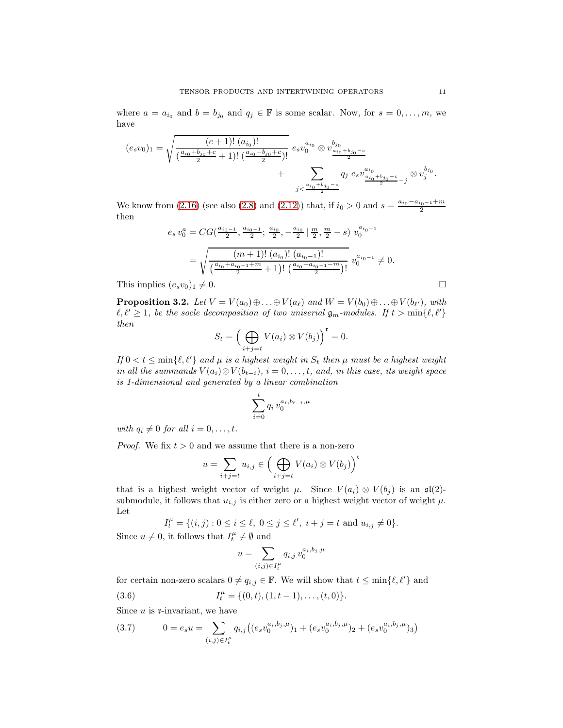where $a = a_{i_0}$ and $b = b_{j_0}$ and $q_j \in \mathbb{F}$ is some scalar. Now, for $s = 0, \ldots, m$, we have

$$(e_s v_0)_1 = \sqrt{\frac{(c+1)!\,(a_{i_0})!}{(\frac{a_{i_0}+b_{j_0}+c}{2}+1)!\,(\frac{a_{i_0}-b_{j_0}+c}{2})!}}\; e_s v_0^{a_{i_0}} \otimes v^{b_{j_0}}_{\frac{a_{i_0}+b_{j_0}-c}{2}} + \sum_{j<\frac{a_{i_0}+b_{j_0}-c}{2}} q_j\; e_s v^{a_{i_0}}_{\frac{a_{i_0}+b_{j_0}-c}{2}-j} \otimes v_j^{b_{j_0}}.$$

We know from (2.16) (see also (2.8) and (2.12)) that, if $i_0 > 0$ and $s = \frac{a_{i_0}-a_{i_0-1}+m}{2}$ then

$$\begin{aligned} e_s\, v_0^a &= CG(\tfrac{a_{i_0-1}}{2}, \tfrac{a_{i_0-1}}{2}; \tfrac{a_{i_0}}{2}, -\tfrac{a_{i_0}}{2} \mid \tfrac{m}{2}, \tfrac{m}{2}-s)\; v_0^{a_{i_0-1}} \\ &= \sqrt{\frac{(m+1)!\,(a_{i_0})!\,(a_{i_0-1})!}{(\frac{a_{i_0}+a_{i_0-1}+m}{2}+1)!\,(\frac{a_{i_0}+a_{i_0-1}-m}{2})!}}\; v_0^{a_{i_0-1}} \neq 0. \end{aligned}$$

This implies $(e_s v_0)_1 \neq 0$. $\square$

**Proposition 3.2.** *Let $V = V(a_0) \oplus \ldots \oplus V(a_\ell)$ and $W = V(b_0) \oplus \ldots \oplus V(b_{\ell'})$, with $\ell, \ell' \geq 1$, be the socle decomposition of two uniserial $\mathfrak{g}_m$-modules. If $t > \min\{\ell, \ell'\}$ then*

$$S_t = \Big( \bigoplus_{i+j=t} V(a_i) \otimes V(b_j) \Big)^{\mathfrak{r}} = 0.$$

*If $0 < t \leq \min\{\ell, \ell'\}$ and $\mu$ is a highest weight in $S_t$ then $\mu$ must be a highest weight in all the summands $V(a_i) \otimes V(b_{t-i})$, $i = 0, \ldots, t$, and, in this case, its weight space is 1-dimensional and generated by a linear combination*

$$\sum_{i=0}^{t} q_i\, v_0^{a_i, b_{t-i}, \mu}$$

*with $q_i \neq 0$ for all $i = 0, \ldots, t$.*

*Proof.* We fix $t > 0$ and we assume that there is a non-zero

$$u = \sum_{i+j=t} u_{i,j} \in \Big( \bigoplus_{i+j=t} V(a_i) \otimes V(b_j) \Big)^{\mathfrak{r}}$$

that is a highest weight vector of weight $\mu$. Since $V(a_i) \otimes V(b_j)$ is an $\mathfrak{sl}(2)$-submodule, it follows that $u_{i,j}$ is either zero or a highest weight vector of $\mu$. Let

$$I_t^\mu = \{(i,j) : 0 \leq i \leq \ell,\ 0 \leq j \leq \ell',\ i+j = t \text{ and } u_{i,j} \neq 0\}.$$

Since $u \neq 0$, it follows that $I_t^\mu \neq \emptyset$ and

$$u = \sum_{(i,j) \in I_t^\mu} q_{i,j}\, v_0^{a_i, b_j, \mu}$$

for certain non-zero scalars $0 \neq q_{i,j} \in \mathbb{F}$. We will show that $t \leq \min\{\ell, \ell'\}$ and

$$I_t^\mu = \{(0,t), (1, t-1), \ldots, (t, 0)\}. \tag{3.6}$$

Since $u$ is $\mathfrak{r}$-invariant, we have

$$0 = e_s u = \sum_{(i,j) \in I_t^\mu} q_{i,j} \big( (e_s v_0^{a_i,b_j,\mu})_1 + (e_s v_0^{a_i,b_j,\mu})_2 + (e_s v_0^{a_i,b_j,\mu})_3 \big) \tag{3.7}$$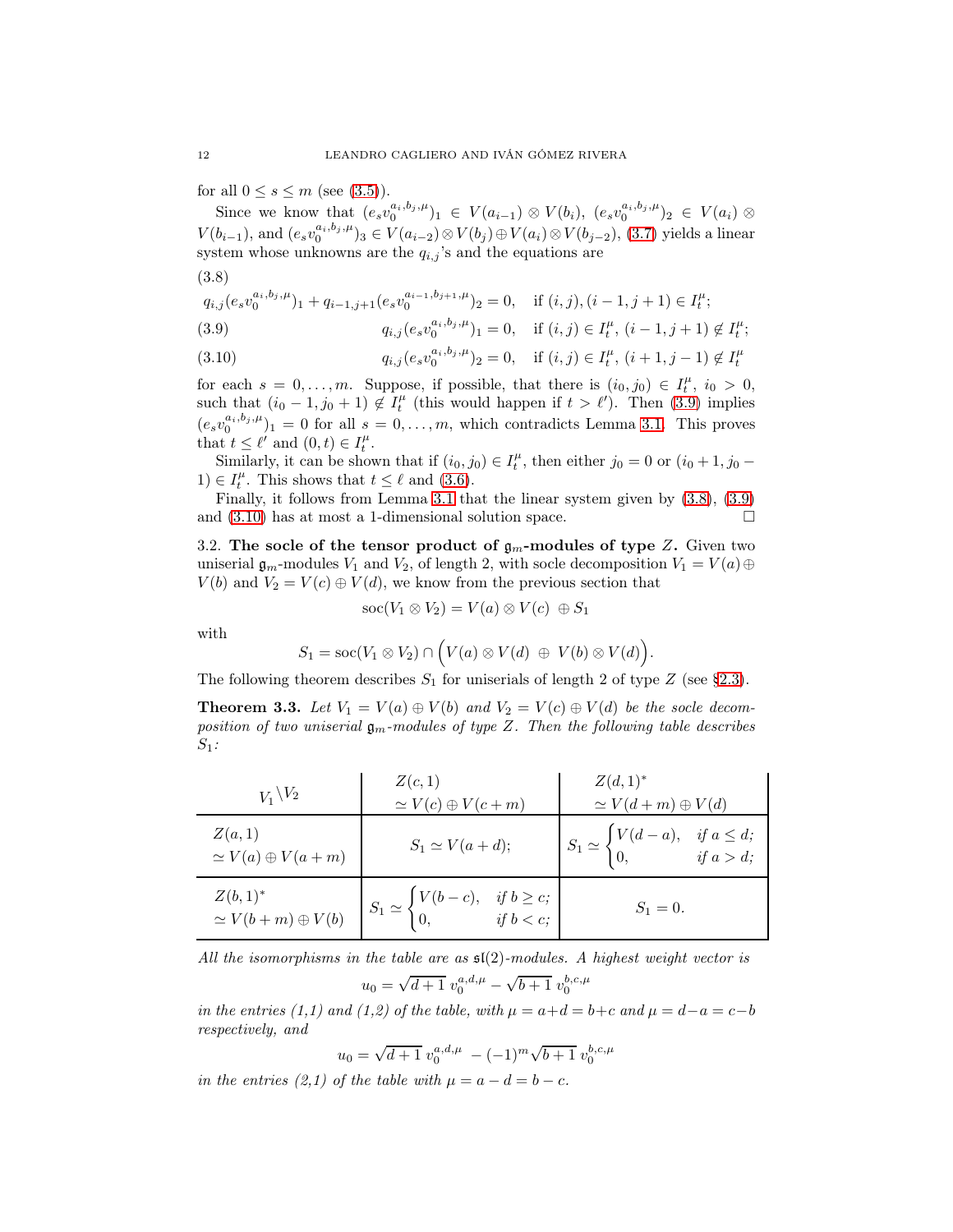for all $0 \le s \le m$ (see (3.5)).

Since we know that $(e_s v_0^{a_i,b_j,\mu})_1 \in V(a_{i-1}) \otimes V(b_i)$, $(e_s v_0^{a_i,b_j,\mu})_2 \in V(a_i) \otimes V(b_{i-1})$, and $(e_s v_0^{a_i,b_j,\mu})_3 \in V(a_{i-2}) \otimes V(b_j) \oplus V(a_i) \otimes V(b_{j-2})$, (3.7) yields a linear system whose unknowns are the $q_{i,j}$'s and the equations are

(3.8)
$$q_{i,j}(e_s v_0^{a_i,b_j,\mu})_1 + q_{i-1,j+1}(e_s v_0^{a_{i-1},b_{j+1},\mu})_2 = 0, \quad \text{if } (i,j), (i-1,j+1) \in I_t^\mu;$$

$$q_{i,j}(e_s v_0^{a_i,b_j,\mu})_1 = 0, \quad \text{if } (i,j) \in I_t^\mu,\ (i-1,j+1) \notin I_t^\mu; \tag{3.9}$$

$$q_{i,j}(e_s v_0^{a_i,b_j,\mu})_2 = 0, \quad \text{if } (i,j) \in I_t^\mu,\ (i+1,j-1) \notin I_t^\mu \tag{3.10}$$

for each $s = 0, \dots, m$. Suppose, if possible, that there is $(i_0, j_0) \in I_t^\mu$, $i_0 > 0$, such that $(i_0 - 1, j_0 + 1) \notin I_t^\mu$ (this would happen if $t > \ell'$). Then (3.9) implies $(e_s v_0^{a_i,b_j,\mu})_1 = 0$ for all $s = 0, \dots, m$, which contradicts Lemma 3.1. This proves that $t \le \ell'$ and $(0,t) \in I_t^\mu$.

Similarly, it can be shown that if $(i_0, j_0) \in I_t^\mu$, then either $j_0 = 0$ or $(i_0 + 1, j_0 - 1) \in I_t^\mu$. This shows that $t \le \ell$ and (3.6).

Finally, it follows from Lemma 3.1 that the linear system given by (3.8), (3.9) and (3.10) has at most a 1-dimensional solution space. □

### 3.2. The socle of the tensor product of $\mathfrak{g}_m$-modules of type $Z$.

Given two uniserial $\mathfrak{g}_m$-modules $V_1$ and $V_2$, of length 2, with socle decomposition $V_1 = V(a) \oplus V(b)$ and $V_2 = V(c) \oplus V(d)$, we know from the previous section that

$$\operatorname{soc}(V_1 \otimes V_2) = V(a) \otimes V(c) \ \oplus S_1$$

with

$$S_1 = \operatorname{soc}(V_1 \otimes V_2) \cap \Big( V(a) \otimes V(d) \ \oplus \ V(b) \otimes V(d) \Big).$$

The following theorem describes $S_1$ for uniserials of length 2 of type $Z$ (see §2.3).

**Theorem 3.3.** *Let $V_1 = V(a) \oplus V(b)$ and $V_2 = V(c) \oplus V(d)$ be the socle decomposition of two uniserial $\mathfrak{g}_m$-modules of type $Z$. Then the following table describes $S_1$:*

| $V_1 \backslash V_2$ | $Z(c,1) \simeq V(c) \oplus V(c+m)$ | $Z(d,1)^* \simeq V(d+m) \oplus V(d)$ |
|---|---|---|
| $Z(a,1) \simeq V(a) \oplus V(a+m)$ | $S_1 \simeq V(a+d)$; | $S_1 \simeq \begin{cases} V(d-a), & \text{if } a \le d; \\ 0, & \text{if } a > d; \end{cases}$ |
| $Z(b,1)^* \simeq V(b+m) \oplus V(b)$ | $S_1 \simeq \begin{cases} V(b-c), & \text{if } b \ge c; \\ 0, & \text{if } b < c; \end{cases}$ | $S_1 = 0.$ |

*All the isomorphisms in the table are as $\mathfrak{sl}(2)$-modules. A highest weight vector is*

$$u_0 = \sqrt{d+1}\ v_0^{a,d,\mu} - \sqrt{b+1}\ v_0^{b,c,\mu}$$

*in the entries (1,1) and (1,2) of the table, with $\mu = a+d = b+c$ and $\mu = d-a = c-b$ respectively, and*

$$u_0 = \sqrt{d+1}\ v_0^{a,d,\mu}\ - (-1)^m \sqrt{b+1}\ v_0^{b,c,\mu}$$

*in the entries (2,1) of the table with $\mu = a-d = b-c$.*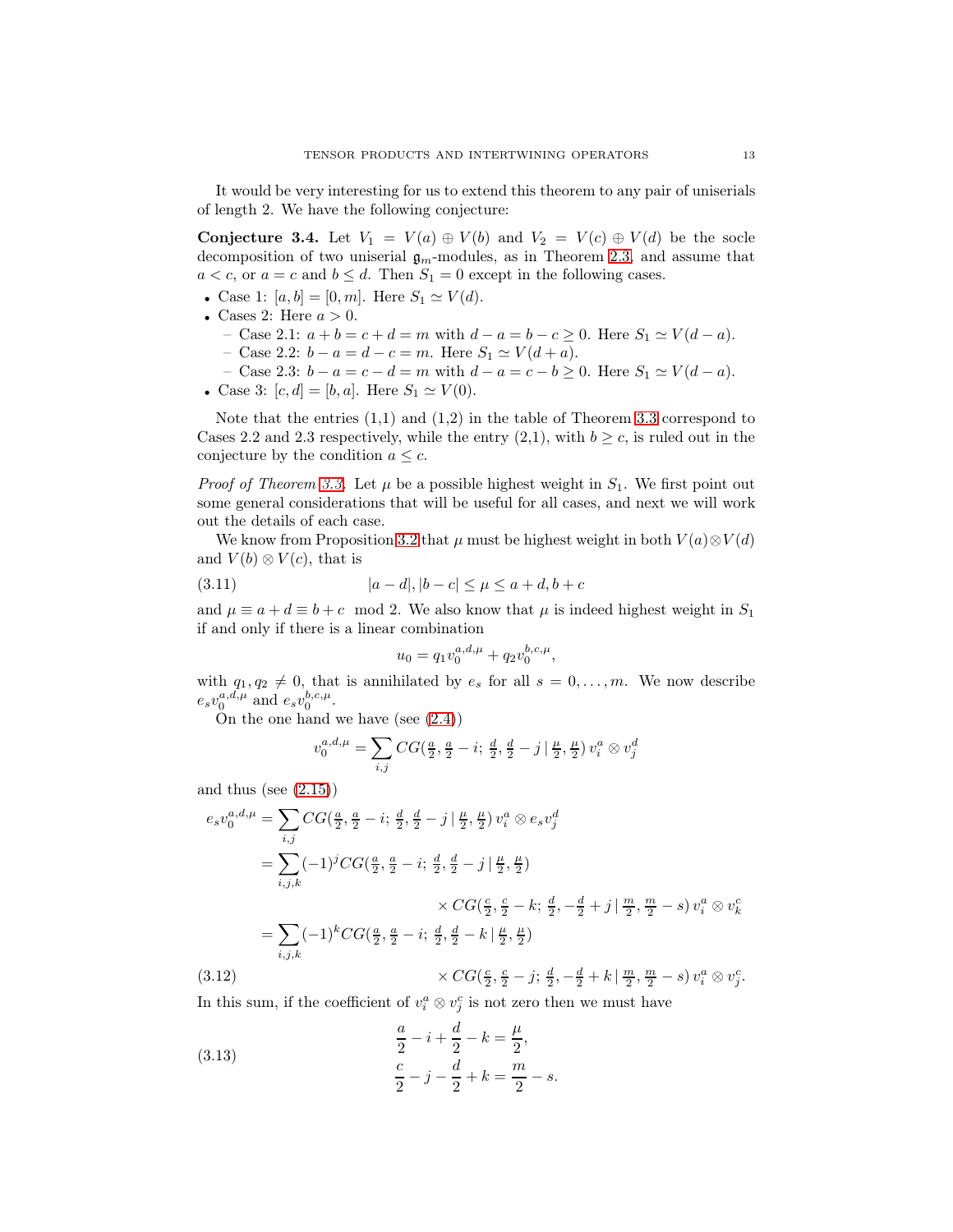It would be very interesting for us to extend this theorem to any pair of uniserials of length 2. We have the following conjecture:

**Conjecture 3.4.** Let $V_1 = V(a) \oplus V(b)$ and $V_2 = V(c) \oplus V(d)$ be the socle decomposition of two uniserial $\mathfrak{g}_m$-modules, as in Theorem 2.3, and assume that $a < c$, or $a = c$ and $b \le d$. Then $S_1 = 0$ except in the following cases.

- Case 1: $[a, b] = [0, m]$. Here $S_1 \simeq V(d)$.
- Cases 2: Here $a > 0$.
  - Case 2.1: $a + b = c + d = m$ with $d - a = b - c \ge 0$. Here $S_1 \simeq V(d - a)$.
  - Case 2.2: $b - a = d - c = m$. Here $S_1 \simeq V(d + a)$.
  - Case 2.3: $b - a = c - d = m$ with $d - a = c - b \ge 0$. Here $S_1 \simeq V(d - a)$.
- Case 3: $[c, d] = [b, a]$. Here $S_1 \simeq V(0)$.

Note that the entries (1,1) and (1,2) in the table of Theorem 3.3 correspond to Cases 2.2 and 2.3 respectively, while the entry (2,1), with $b \ge c$, is ruled out in the conjecture by the condition $a \le c$.

*Proof of Theorem 3.3.* Let $\mu$ be a possible highest weight in $S_1$. We first point out some general considerations that will be useful for all cases, and next we will work out the details of each case.

We know from Proposition 3.2 that $\mu$ must be highest weight in both $V(a) \otimes V(d)$ and $V(b) \otimes V(c)$, that is

$$|a - d|, |b - c| \le \mu \le a + d, b + c \tag{3.11}$$

and $\mu \equiv a + d \equiv b + c \mod 2$. We also know that $\mu$ is indeed highest weight in $S_1$ if and only if there is a linear combination

$$u_0 = q_1 v_0^{a,d,\mu} + q_2 v_0^{b,c,\mu},$$

with $q_1, q_2 \ne 0$, that is annihilated by $e_s$ for all $s = 0, \ldots, m$. We now describe $e_s v_0^{a,d,\mu}$ and $e_s v_0^{b,c,\mu}$.

On the one hand we have (see (2.4))

$$v_0^{a,d,\mu} = \sum_{i,j} CG(\tfrac{a}{2}, \tfrac{a}{2} - i;\, \tfrac{d}{2}, \tfrac{d}{2} - j \,|\, \tfrac{\mu}{2}, \tfrac{\mu}{2})\, v_i^a \otimes v_j^d$$

and thus (see (2.15))

$$\begin{aligned}
e_s v_0^{a,d,\mu} &= \sum_{i,j} CG(\tfrac{a}{2}, \tfrac{a}{2} - i;\, \tfrac{d}{2}, \tfrac{d}{2} - j \,|\, \tfrac{\mu}{2}, \tfrac{\mu}{2})\, v_i^a \otimes e_s v_j^d \\
&= \sum_{i,j,k} (-1)^j CG(\tfrac{a}{2}, \tfrac{a}{2} - i;\, \tfrac{d}{2}, \tfrac{d}{2} - j \,|\, \tfrac{\mu}{2}, \tfrac{\mu}{2}) \\
&\qquad\qquad \times CG(\tfrac{c}{2}, \tfrac{c}{2} - k;\, \tfrac{d}{2}, -\tfrac{d}{2} + j \,|\, \tfrac{m}{2}, \tfrac{m}{2} - s)\, v_i^a \otimes v_k^c \\
&= \sum_{i,j,k} (-1)^k CG(\tfrac{a}{2}, \tfrac{a}{2} - i;\, \tfrac{d}{2}, \tfrac{d}{2} - k \,|\, \tfrac{\mu}{2}, \tfrac{\mu}{2}) \\
&\qquad\qquad \times CG(\tfrac{c}{2}, \tfrac{c}{2} - j;\, \tfrac{d}{2}, -\tfrac{d}{2} + k \,|\, \tfrac{m}{2}, \tfrac{m}{2} - s)\, v_i^a \otimes v_j^c.
\end{aligned} \tag{3.12}$$

In this sum, if the coefficient of $v_i^a \otimes v_j^c$ is not zero then we must have

$$\begin{aligned}
\frac{a}{2} - i + \frac{d}{2} - k &= \frac{\mu}{2}, \\
\frac{c}{2} - j - \frac{d}{2} + k &= \frac{m}{2} - s.
\end{aligned} \tag{3.13}$$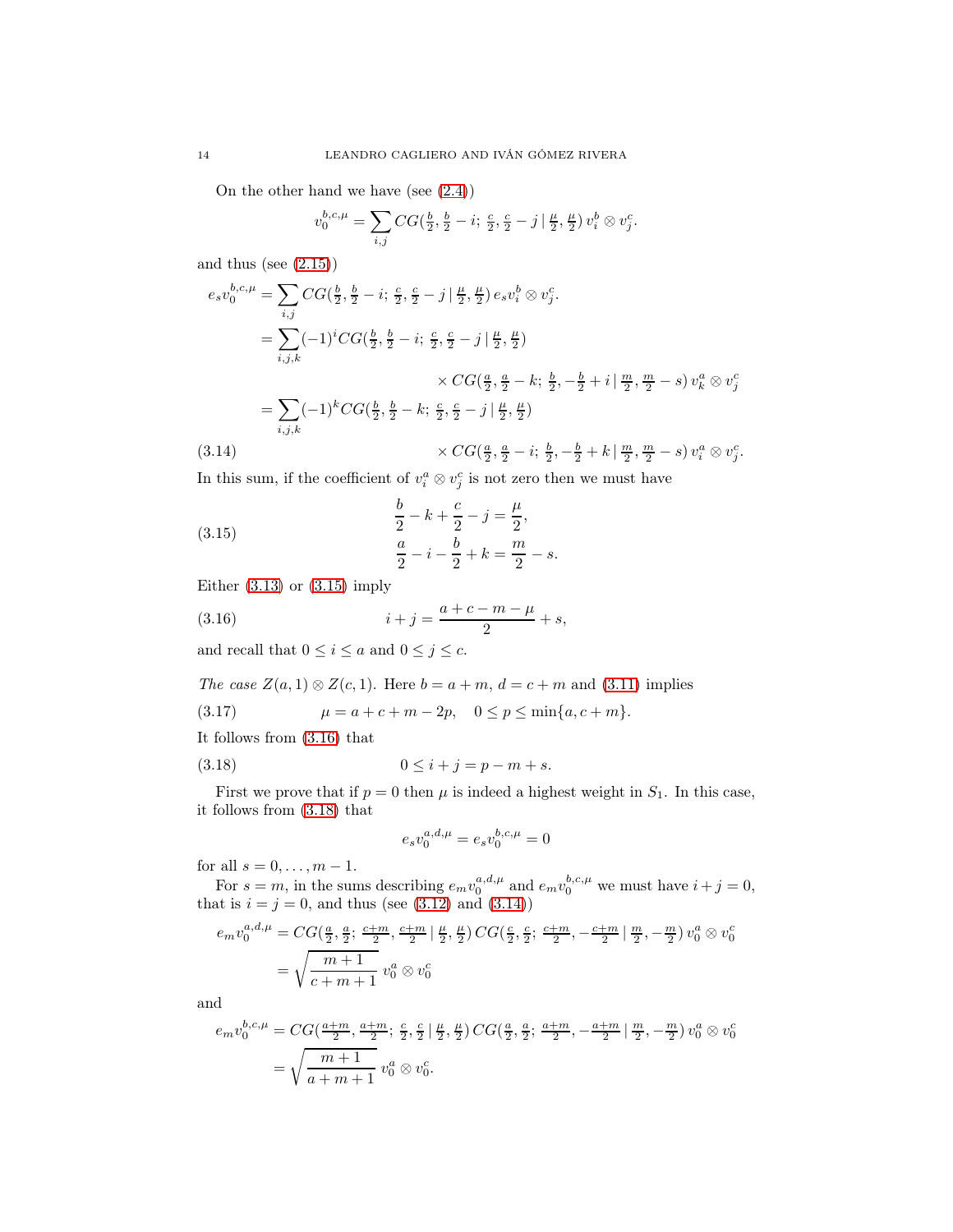On the other hand we have (see (2.4))

$$v_0^{b,c,\mu} = \sum_{i,j} CG(\tfrac{b}{2}, \tfrac{b}{2}-i;\, \tfrac{c}{2}, \tfrac{c}{2}-j \,|\, \tfrac{\mu}{2}, \tfrac{\mu}{2})\, v_i^b \otimes v_j^c.$$

and thus (see (2.15))

$$\begin{aligned}
e_s v_0^{b,c,\mu} &= \sum_{i,j} CG(\tfrac{b}{2}, \tfrac{b}{2}-i;\, \tfrac{c}{2}, \tfrac{c}{2}-j \,|\, \tfrac{\mu}{2}, \tfrac{\mu}{2})\, e_s v_i^b \otimes v_j^c. \\
&= \sum_{i,j,k} (-1)^i CG(\tfrac{b}{2}, \tfrac{b}{2}-i;\, \tfrac{c}{2}, \tfrac{c}{2}-j \,|\, \tfrac{\mu}{2}, \tfrac{\mu}{2}) \\
&\qquad\qquad \times CG(\tfrac{a}{2}, \tfrac{a}{2}-k;\, \tfrac{b}{2}, -\tfrac{b}{2}+i \,|\, \tfrac{m}{2}, \tfrac{m}{2}-s)\, v_k^a \otimes v_j^c \\
&= \sum_{i,j,k} (-1)^k CG(\tfrac{b}{2}, \tfrac{b}{2}-k;\, \tfrac{c}{2}, \tfrac{c}{2}-j \,|\, \tfrac{\mu}{2}, \tfrac{\mu}{2}) \\
&\qquad\qquad \times CG(\tfrac{a}{2}, \tfrac{a}{2}-i;\, \tfrac{b}{2}, -\tfrac{b}{2}+k \,|\, \tfrac{m}{2}, \tfrac{m}{2}-s)\, v_i^a \otimes v_j^c. \qquad (3.14)
\end{aligned}$$

In this sum, if the coefficient of $v_i^a \otimes v_j^c$ is not zero then we must have

$$\begin{aligned}
\frac{b}{2} - k + \frac{c}{2} - j &= \frac{\mu}{2}, \\
\frac{a}{2} - i - \frac{b}{2} + k &= \frac{m}{2} - s.
\end{aligned} \qquad (3.15)$$

Either (3.13) or (3.15) imply

$$i + j = \frac{a + c - m - \mu}{2} + s, \qquad (3.16)$$

and recall that $0 \le i \le a$ and $0 \le j \le c$.

*The case $Z(a,1) \otimes Z(c,1)$.* Here $b = a+m$, $d = c+m$ and (3.11) implies

$$\mu = a + c + m - 2p, \quad 0 \le p \le \min\{a, c+m\}. \qquad (3.17)$$

It follows from (3.16) that

$$0 \le i + j = p - m + s. \qquad (3.18)$$

First we prove that if $p = 0$ then $\mu$ is indeed a highest weight in $S_1$. In this case, it follows from (3.18) that

$$e_s v_0^{a,d,\mu} = e_s v_0^{b,c,\mu} = 0$$

for all $s = 0, \dots, m-1$.

For $s = m$, in the sums describing $e_m v_0^{a,d,\mu}$ and $e_m v_0^{b,c,\mu}$ we must have $i + j = 0$, that is $i = j = 0$, and thus (see (3.12) and (3.14))

$$\begin{aligned}
e_m v_0^{a,d,\mu} &= CG(\tfrac{a}{2}, \tfrac{a}{2};\, \tfrac{c+m}{2}, \tfrac{c+m}{2} \,|\, \tfrac{\mu}{2}, \tfrac{\mu}{2})\, CG(\tfrac{c}{2}, \tfrac{c}{2};\, \tfrac{c+m}{2}, -\tfrac{c+m}{2} \,|\, \tfrac{m}{2}, -\tfrac{m}{2})\, v_0^a \otimes v_0^c \\
&= \sqrt{\frac{m+1}{c+m+1}}\, v_0^a \otimes v_0^c
\end{aligned}$$

and

$$\begin{aligned}
e_m v_0^{b,c,\mu} &= CG(\tfrac{a+m}{2}, \tfrac{a+m}{2};\, \tfrac{c}{2}, \tfrac{c}{2} \,|\, \tfrac{\mu}{2}, \tfrac{\mu}{2})\, CG(\tfrac{a}{2}, \tfrac{a}{2};\, \tfrac{a+m}{2}, -\tfrac{a+m}{2} \,|\, \tfrac{m}{2}, -\tfrac{m}{2})\, v_0^a \otimes v_0^c \\
&= \sqrt{\frac{m+1}{a+m+1}}\, v_0^a \otimes v_0^c.
\end{aligned}$$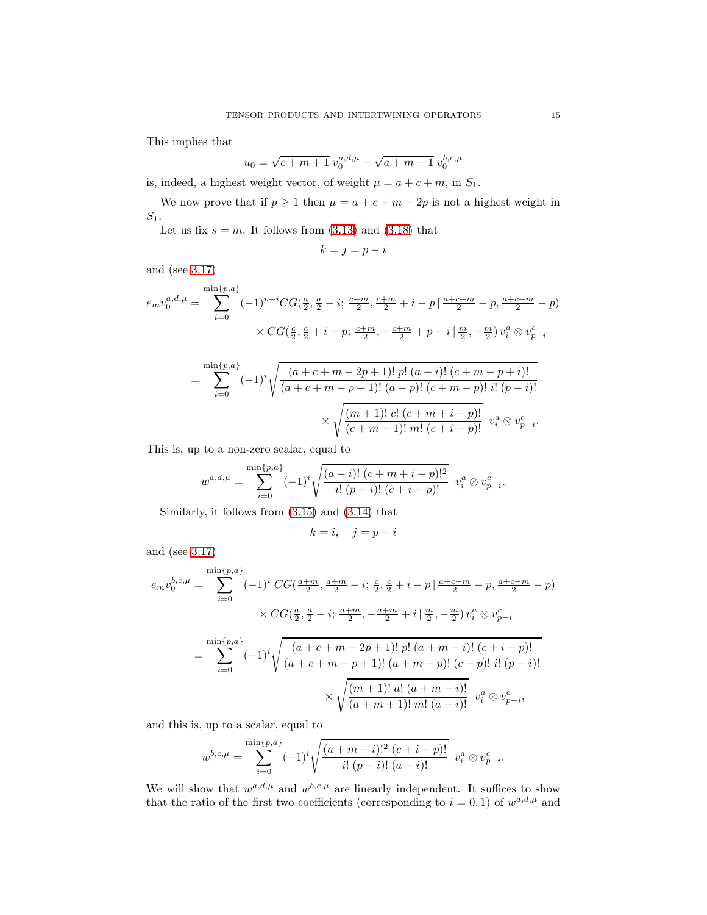This implies that

$$u_0 = \sqrt{c+m+1}\; v_0^{a,d,\mu} - \sqrt{a+m+1}\; v_0^{b,c,\mu}$$

is, indeed, a highest weight vector, of weight $\mu = a+c+m$, in $S_1$.

We now prove that if $p \geq 1$ then $\mu = a+c+m-2p$ is not a highest weight in $S_1$.

Let us fix $s = m$. It follows from (3.13) and (3.18) that

$$k = j = p - i$$

and (see 3.17)

$$\begin{aligned}
e_m v_0^{a,d,\mu} = &\sum_{i=0}^{\min\{p,a\}} (-1)^{p-i} CG(\tfrac{a}{2}, \tfrac{a}{2}-i;\, \tfrac{c+m}{2}, \tfrac{c+m}{2}+i-p \,|\, \tfrac{a+c+m}{2}-p, \tfrac{a+c+m}{2}-p) \\
&\qquad \times CG(\tfrac{c}{2}, \tfrac{c}{2}+i-p;\, \tfrac{c+m}{2}, -\tfrac{c+m}{2}+p-i \,|\, \tfrac{m}{2}, -\tfrac{m}{2})\, v_i^a \otimes v_{p-i}^c
\end{aligned}$$

$$\begin{aligned}
= &\sum_{i=0}^{\min\{p,a\}} (-1)^i \sqrt{\frac{(a+c+m-2p+1)!\; p!\; (a-i)!\; (c+m-p+i)!}{(a+c+m-p+1)!\; (a-p)!\; (c+m-p)!\; i!\; (p-i)!}} \\
&\qquad \times \sqrt{\frac{(m+1)!\; c!\; (c+m+i-p)!}{(c+m+1)!\; m!\; (c+i-p)!}}\;\; v_i^a \otimes v_{p-i}^c.
\end{aligned}$$

This is, up to a non-zero scalar, equal to

$$w^{a,d,\mu} = \sum_{i=0}^{\min\{p,a\}} (-1)^i \sqrt{\frac{(a-i)!\; (c+m+i-p)!^2}{i!\; (p-i)!\; (c+i-p)!}}\;\; v_i^a \otimes v_{p-i}^c.$$

Similarly, it follows from (3.15) and (3.14) that

$$k = i, \quad j = p - i$$

and (see 3.17)

$$\begin{aligned}
e_m v_0^{b,c,\mu} = &\sum_{i=0}^{\min\{p,a\}} (-1)^i\, CG(\tfrac{a+m}{2}, \tfrac{a+m}{2}-i;\, \tfrac{c}{2}, \tfrac{c}{2}+i-p \,|\, \tfrac{a+c-m}{2}-p, \tfrac{a+c-m}{2}-p) \\
&\qquad \times CG(\tfrac{a}{2}, \tfrac{a}{2}-i;\, \tfrac{a+m}{2}, -\tfrac{a+m}{2}+i \,|\, \tfrac{m}{2}, -\tfrac{m}{2})\, v_i^a \otimes v_{p-i}^c
\end{aligned}$$

$$\begin{aligned}
= &\sum_{i=0}^{\min\{p,a\}} (-1)^i \sqrt{\frac{(a+c+m-2p+1)!\; p!\; (a+m-i)!\; (c+i-p)!}{(a+c+m-p+1)!\; (a+m-p)!\; (c-p)!\; i!\; (p-i)!}} \\
&\qquad \times \sqrt{\frac{(m+1)!\; a!\; (a+m-i)!}{(a+m+1)!\; m!\; (a-i)!}}\;\; v_i^a \otimes v_{p-i}^c,
\end{aligned}$$

and this is, up to a scalar, equal to

$$w^{b,c,\mu} = \sum_{i=0}^{\min\{p,a\}} (-1)^i \sqrt{\frac{(a+m-i)!^2\; (c+i-p)!}{i!\; (p-i)!\; (a-i)!}}\;\; v_i^a \otimes v_{p-i}^c.$$

We will show that $w^{a,d,\mu}$ and $w^{b,c,\mu}$ are linearly independent. It suffices to show that the ratio of the first two coefficients (corresponding to $i = 0, 1$) of $w^{a,d,\mu}$ and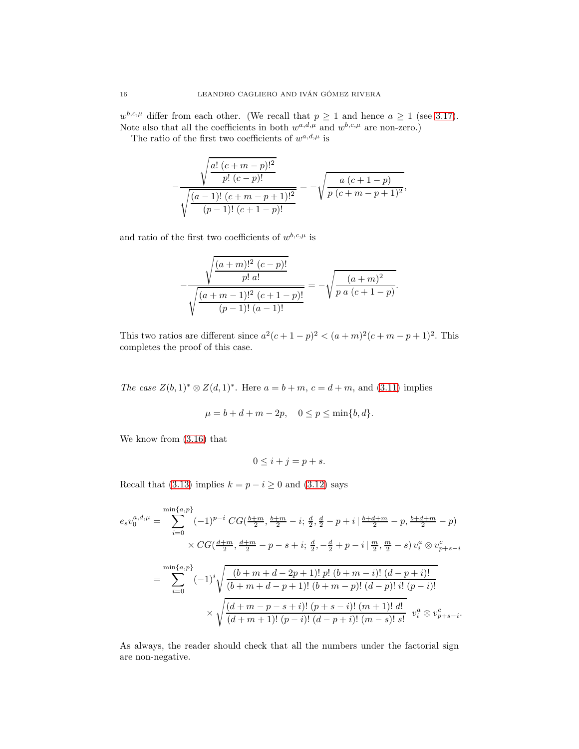$w^{b,c,\mu}$ differ from each other. (We recall that $p \geq 1$ and hence $a \geq 1$ (see 3.17). Note also that all the coefficients in both $w^{a,d,\mu}$ and $w^{b,c,\mu}$ are non-zero.)

The ratio of the first two coefficients of $w^{a,d,\mu}$ is

$$-\frac{\sqrt{\dfrac{a!\;(c+m-p)!^2}{p!\;(c-p)!}}}{\sqrt{\dfrac{(a-1)!\;(c+m-p+1)!^2}{(p-1)!\;(c+1-p)!}}} = -\sqrt{\frac{a\;(c+1-p)}{p\;(c+m-p+1)^2}},$$

and ratio of the first two coefficients of $w^{b,c,\mu}$ is

$$-\frac{\sqrt{\dfrac{(a+m)!^2\;(c-p)!}{p!\;a!}}}{\sqrt{\dfrac{(a+m-1)!^2\;(c+1-p)!}{(p-1)!\;(a-1)!}}} = -\sqrt{\frac{(a+m)^2}{p\;a\;(c+1-p)}}.$$

This two ratios are different since $a^2(c+1-p)^2 < (a+m)^2(c+m-p+1)^2$. This completes the proof of this case.

*The case* $Z(b,1)^* \otimes Z(d,1)^*$. Here $a = b+m$, $c = d+m$, and (3.11) implies

$$\mu = b+d+m-2p, \quad 0 \leq p \leq \min\{b,d\}.$$

We know from (3.16) that

$$0 \leq i+j = p+s.$$

Recall that (3.13) implies $k = p-i \geq 0$ and (3.12) says

$$\begin{aligned}
e_s v_0^{a,d,\mu} &= \sum_{i=0}^{\min\{a,p\}} (-1)^{p-i}\, CG(\tfrac{b+m}{2}, \tfrac{b+m}{2}-i;\, \tfrac{d}{2}, \tfrac{d}{2}-p+i \,|\, \tfrac{b+d+m}{2}-p, \tfrac{b+d+m}{2}-p) \\
&\qquad\qquad \times CG(\tfrac{d+m}{2}, \tfrac{d+m}{2}-p-s+i;\, \tfrac{d}{2}, -\tfrac{d}{2}+p-i \,|\, \tfrac{m}{2}, \tfrac{m}{2}-s)\, v_i^a \otimes v_{p+s-i}^c \\
&= \sum_{i=0}^{\min\{a,p\}} (-1)^i \sqrt{\frac{(b+m+d-2p+1)!\;p!\;(b+m-i)!\;(d-p+i)!}{(b+m+d-p+1)!\;(b+m-p)!\;(d-p)!\;i!\;(p-i)!}} \\
&\qquad\qquad \times \sqrt{\frac{(d+m-p-s+i)!\;(p+s-i)!\;(m+1)!\;d!}{(d+m+1)!\;(p-i)!\;(d-p+i)!\;(m-s)!\;s!}}\;\; v_i^a \otimes v_{p+s-i}^c.
\end{aligned}$$

As always, the reader should check that all the numbers under the factorial sign are non-negative.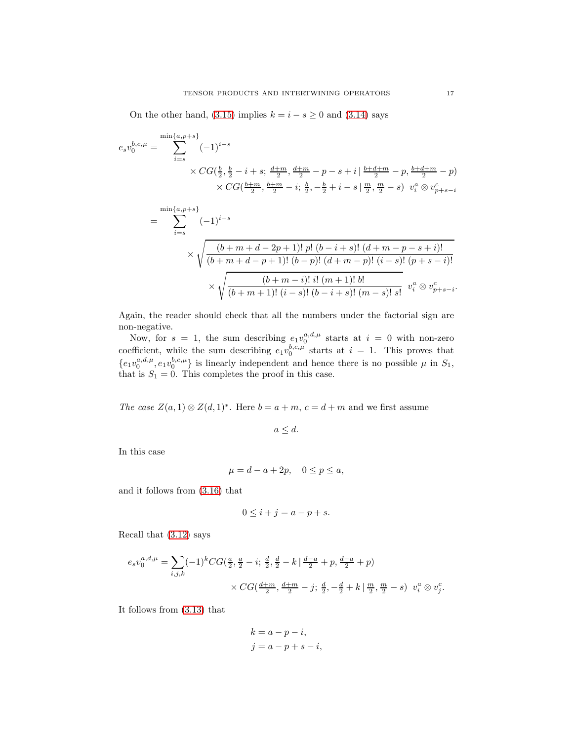On the other hand, (3.15) implies $k = i - s \geq 0$ and (3.14) says

$$
\begin{aligned}
e_s v_0^{b,c,\mu} = \sum_{i=s}^{\min\{a,p+s\}} &(-1)^{i-s} \\
&\times CG(\tfrac{b}{2}, \tfrac{b}{2} - i + s;\, \tfrac{d+m}{2}, \tfrac{d+m}{2} - p - s + i \,|\, \tfrac{b+d+m}{2} - p, \tfrac{b+d+m}{2} - p) \\
&\qquad \times CG(\tfrac{b+m}{2}, \tfrac{b+m}{2} - i;\, \tfrac{b}{2}, -\tfrac{b}{2} + i - s \,|\, \tfrac{m}{2}, \tfrac{m}{2} - s)\ \ v_i^a \otimes v_{p+s-i}^c \\
= \sum_{i=s}^{\min\{a,p+s\}} &(-1)^{i-s} \\
&\times \sqrt{\frac{(b+m+d-2p+1)!\, p!\, (b-i+s)!\, (d+m-p-s+i)!}{(b+m+d-p+1)!\, (b-p)!\, (d+m-p)!\, (i-s)!\, (p+s-i)!}} \\
&\qquad \times \sqrt{\frac{(b+m-i)!\, i!\, (m+1)!\, b!}{(b+m+1)!\, (i-s)!\, (b-i+s)!\, (m-s)!\, s!}}\ \ v_i^a \otimes v_{p+s-i}^c.
\end{aligned}
$$

Again, the reader should check that all the numbers under the factorial sign are non-negative.

Now, for $s = 1$, the sum describing $e_1 v_0^{a,d,\mu}$ starts at $i = 0$ with non-zero coefficient, while the sum describing $e_1 v_0^{b,c,\mu}$ starts at $i = 1$. This proves that $\{e_1 v_0^{a,d,\mu}, e_1 v_0^{b,c,\mu}\}$ is linearly independent and hence there is no possible $\mu$ in $S_1$, that is $S_1 = 0$. This completes the proof in this case.

*The case* $Z(a,1) \otimes Z(d,1)^*$. Here $b = a + m$, $c = d + m$ and we first assume

$$a \leq d.$$

In this case

$$\mu = d - a + 2p, \quad 0 \leq p \leq a,$$

and it follows from (3.16) that

$$0 \leq i + j = a - p + s.$$

Recall that (3.12) says

$$
\begin{aligned}
e_s v_0^{a,d,\mu} = \sum_{i,j,k} (-1)^k &CG(\tfrac{a}{2}, \tfrac{a}{2} - i;\, \tfrac{d}{2}, \tfrac{d}{2} - k \,|\, \tfrac{d-a}{2} + p, \tfrac{d-a}{2} + p) \\
&\times CG(\tfrac{d+m}{2}, \tfrac{d+m}{2} - j;\, \tfrac{d}{2}, -\tfrac{d}{2} + k \,|\, \tfrac{m}{2}, \tfrac{m}{2} - s)\ \ v_i^a \otimes v_j^c.
\end{aligned}
$$

It follows from (3.13) that

$$
\begin{aligned}
k &= a - p - i, \\
j &= a - p + s - i,
\end{aligned}
$$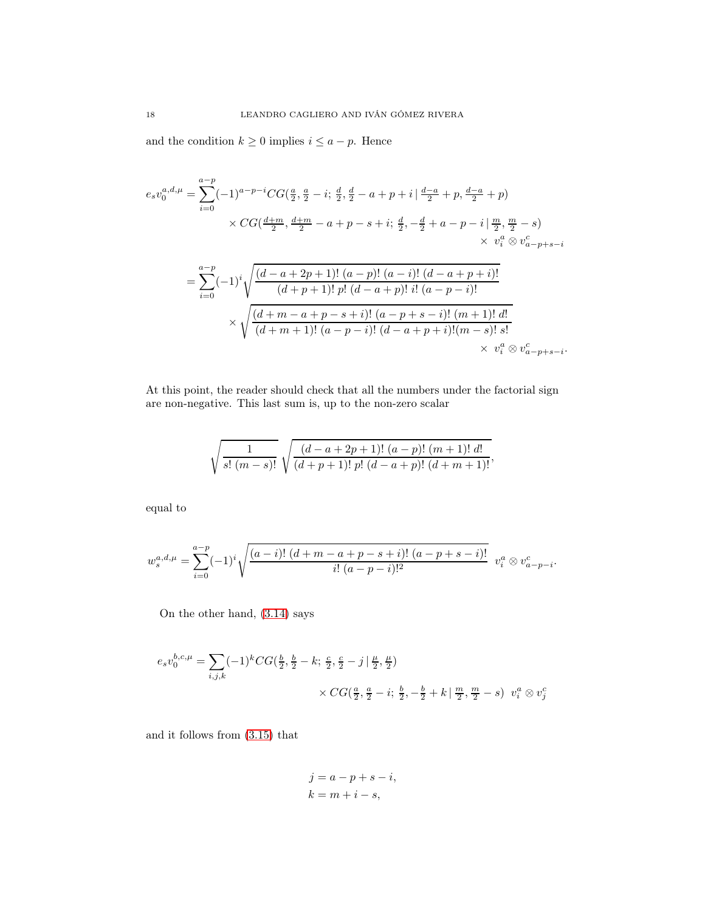and the condition $k \geq 0$ implies $i \leq a-p$. Hence

$$
\begin{aligned}
e_s v_0^{a,d,\mu} = \sum_{i=0}^{a-p} &(-1)^{a-p-i} CG(\tfrac{a}{2}, \tfrac{a}{2}-i;\, \tfrac{d}{2}, \tfrac{d}{2}-a+p+i \,|\, \tfrac{d-a}{2}+p, \tfrac{d-a}{2}+p) \\
&\times CG(\tfrac{d+m}{2}, \tfrac{d+m}{2}-a+p-s+i;\, \tfrac{d}{2}, -\tfrac{d}{2}+a-p-i \,|\, \tfrac{m}{2}, \tfrac{m}{2}-s) \\
&\qquad\qquad\qquad\qquad\qquad\qquad\qquad \times\ v_i^a \otimes v_{a-p+s-i}^c \\
= \sum_{i=0}^{a-p} &(-1)^i \sqrt{\frac{(d-a+2p+1)!\,(a-p)!\,(a-i)!\,(d-a+p+i)!}{(d+p+1)!\,p!\,(d-a+p)!\,i!\,(a-p-i)!}} \\
&\times \sqrt{\frac{(d+m-a+p-s+i)!\,(a-p+s-i)!\,(m+1)!\,d!}{(d+m+1)!\,(a-p-i)!\,(d-a+p+i)!(m-s)!\,s!}} \\
&\qquad\qquad\qquad\qquad\qquad\qquad\qquad \times\ v_i^a \otimes v_{a-p+s-i}^c.
\end{aligned}
$$

At this point, the reader should check that all the numbers under the factorial sign are non-negative. This last sum is, up to the non-zero scalar

$$
\sqrt{\frac{1}{s!\,(m-s)!}}\ \sqrt{\frac{(d-a+2p+1)!\,(a-p)!\,(m+1)!\,d!}{(d+p+1)!\,p!\,(d-a+p)!\,(d+m+1)!}},
$$

equal to

$$
w_s^{a,d,\mu} = \sum_{i=0}^{a-p} (-1)^i \sqrt{\frac{(a-i)!\,(d+m-a+p-s+i)!\,(a-p+s-i)!}{i!\,(a-p-i)!^2}}\ \ v_i^a \otimes v_{a-p-i}^c.
$$

On the other hand, (3.14) says

$$
\begin{aligned}
e_s v_0^{b,c,\mu} = \sum_{i,j,k} &(-1)^k CG(\tfrac{b}{2}, \tfrac{b}{2}-k;\, \tfrac{c}{2}, \tfrac{c}{2}-j \,|\, \tfrac{\mu}{2}, \tfrac{\mu}{2}) \\
&\qquad\qquad \times CG(\tfrac{a}{2}, \tfrac{a}{2}-i;\, \tfrac{b}{2}, -\tfrac{b}{2}+k \,|\, \tfrac{m}{2}, \tfrac{m}{2}-s)\ \ v_i^a \otimes v_j^c
\end{aligned}
$$

and it follows from (3.15) that

$$
\begin{aligned}
j &= a-p+s-i, \\
k &= m+i-s,
\end{aligned}
$$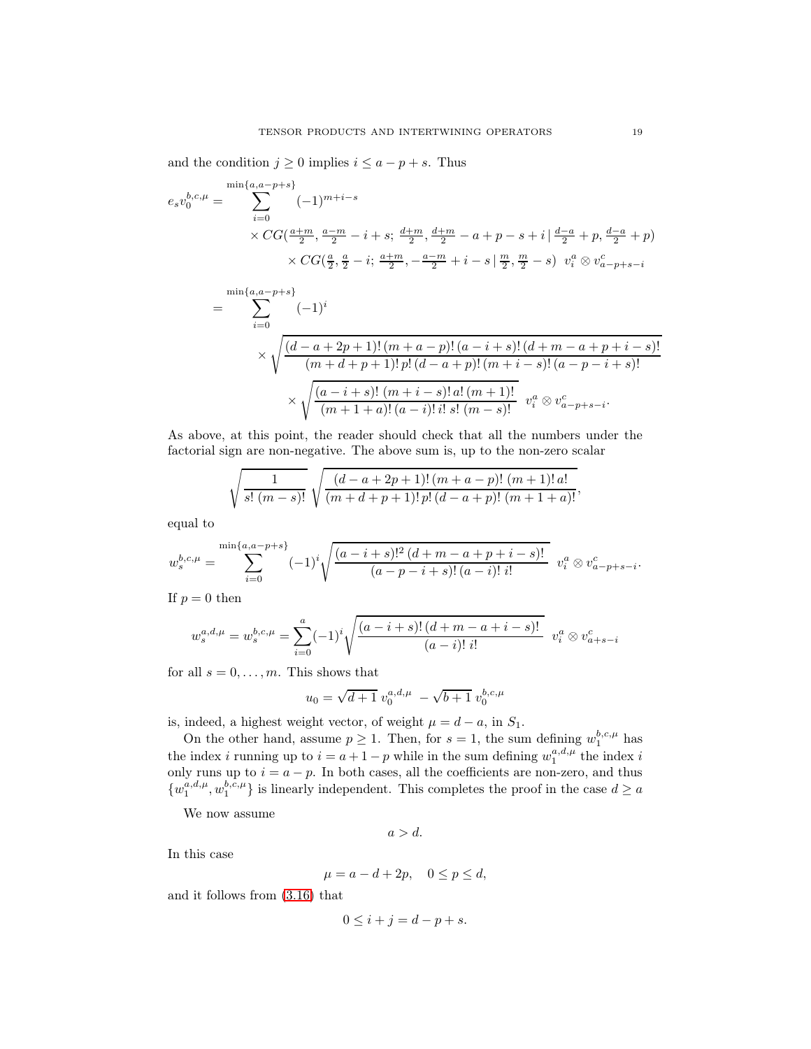and the condition $j \geq 0$ implies $i \leq a - p + s$. Thus

$$
\begin{aligned}
e_s v_0^{b,c,\mu} = & \sum_{i=0}^{\min\{a, a-p+s\}} (-1)^{m+i-s} \\
& \times CG(\tfrac{a+m}{2}, \tfrac{a-m}{2} - i + s;\ \tfrac{d+m}{2}, \tfrac{d+m}{2} - a + p - s + i \,|\, \tfrac{d-a}{2} + p, \tfrac{d-a}{2} + p) \\
& \qquad \times CG(\tfrac{a}{2}, \tfrac{a}{2} - i;\ \tfrac{a+m}{2}, -\tfrac{a-m}{2} + i - s \,|\, \tfrac{m}{2}, \tfrac{m}{2} - s)\ \ v_i^a \otimes v_{a-p+s-i}^c \\
= & \sum_{i=0}^{\min\{a, a-p+s\}} (-1)^i \\
& \times \sqrt{\frac{(d-a+2p+1)!\,(m+a-p)!\,(a-i+s)!\,(d+m-a+p+i-s)!}{(m+d+p+1)!\,p!\,(d-a+p)!\,(m+i-s)!\,(a-p-i+s)!}} \\
& \qquad \times \sqrt{\frac{(a-i+s)!\,(m+i-s)!\,a!\,(m+1)!}{(m+1+a)!\,(a-i)!\,i!\,s!\,(m-s)!}}\ \ v_i^a \otimes v_{a-p+s-i}^c.
\end{aligned}
$$

As above, at this point, the reader should check that all the numbers under the factorial sign are non-negative. The above sum is, up to the non-zero scalar

$$
\sqrt{\frac{1}{s!\,(m-s)!}}\ \sqrt{\frac{(d-a+2p+1)!\,(m+a-p)!\,(m+1)!\,a!}{(m+d+p+1)!\,p!\,(d-a+p)!\,(m+1+a)!}},
$$

equal to

$$
w_s^{b,c,\mu} = \sum_{i=0}^{\min\{a, a-p+s\}} (-1)^i \sqrt{\frac{(a-i+s)!^2\,(d+m-a+p+i-s)!}{(a-p-i+s)!\,(a-i)!\,i!}}\ \ v_i^a \otimes v_{a-p+s-i}^c.
$$

If $p = 0$ then

$$
w_s^{a,d,\mu} = w_s^{b,c,\mu} = \sum_{i=0}^{a} (-1)^i \sqrt{\frac{(a-i+s)!\,(d+m-a+i-s)!}{(a-i)!\,i!}}\ \ v_i^a \otimes v_{a+s-i}^c
$$

for all $s = 0, \ldots, m$. This shows that

$$
u_0 = \sqrt{d+1}\ v_0^{a,d,\mu}\ - \sqrt{b+1}\ v_0^{b,c,\mu}
$$

is, indeed, a highest weight vector, of weight $\mu = d - a$, in $S_1$.

On the other hand, assume $p \geq 1$. Then, for $s = 1$, the sum defining $w_1^{b,c,\mu}$ has the index $i$ running up to $i = a + 1 - p$ while in the sum defining $w_1^{a,d,\mu}$ the index $i$ only runs up to $i = a - p$. In both cases, all the coefficients are non-zero, and thus $\{w_1^{a,d,\mu}, w_1^{b,c,\mu}\}$ is linearly independent. This completes the proof in the case $d \geq a$

We now assume

$$
a > d.
$$

In this case

$$
\mu = a - d + 2p, \quad 0 \leq p \leq d,
$$

and it follows from (3.16) that

$$
0 \leq i + j = d - p + s.
$$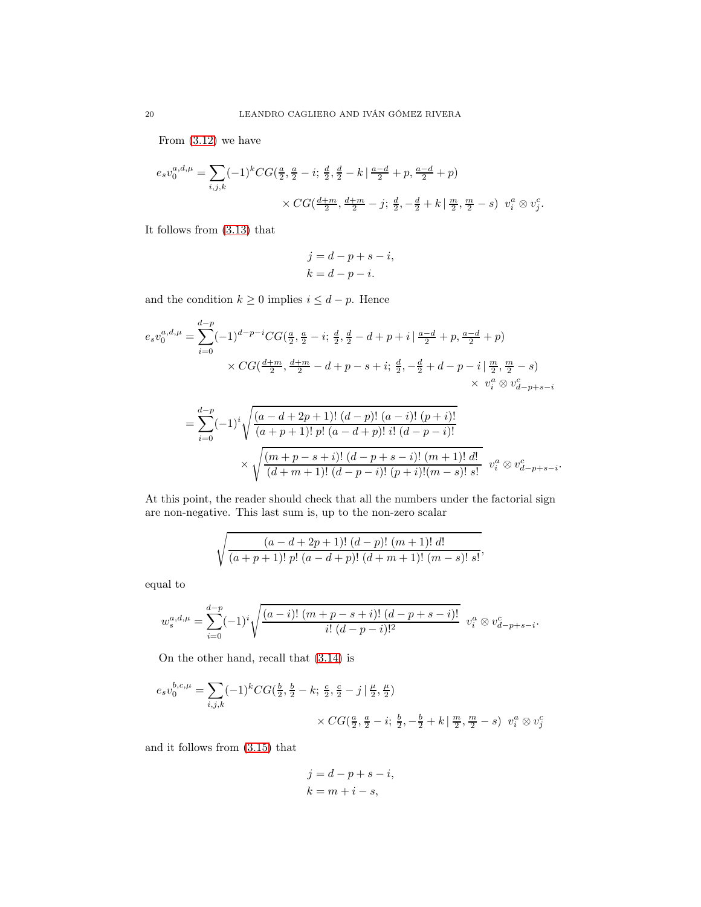From (3.12) we have

$$e_s v_0^{a,d,\mu} = \sum_{i,j,k} (-1)^k CG(\tfrac{a}{2}, \tfrac{a}{2}-i;\, \tfrac{d}{2}, \tfrac{d}{2}-k \,|\, \tfrac{a-d}{2}+p, \tfrac{a-d}{2}+p)$$
$$\times\, CG(\tfrac{d+m}{2}, \tfrac{d+m}{2}-j;\, \tfrac{d}{2}, -\tfrac{d}{2}+k \,|\, \tfrac{m}{2}, \tfrac{m}{2}-s)\;\; v_i^a \otimes v_j^c.$$

It follows from (3.13) that

$$j = d-p+s-i,$$
$$k = d-p-i.$$

and the condition $k \geq 0$ implies $i \leq d-p$. Hence

$$e_s v_0^{a,d,\mu} = \sum_{i=0}^{d-p} (-1)^{d-p-i} CG(\tfrac{a}{2}, \tfrac{a}{2}-i;\, \tfrac{d}{2}, \tfrac{d}{2}-d+p+i \,|\, \tfrac{a-d}{2}+p, \tfrac{a-d}{2}+p)$$
$$\times\, CG(\tfrac{d+m}{2}, \tfrac{d+m}{2}-d+p-s+i;\, \tfrac{d}{2}, -\tfrac{d}{2}+d-p-i \,|\, \tfrac{m}{2}, \tfrac{m}{2}-s)$$
$$\times\;\, v_i^a \otimes v_{d-p+s-i}^c$$

$$= \sum_{i=0}^{d-p} (-1)^i \sqrt{\frac{(a-d+2p+1)!\,(d-p)!\,(a-i)!\,(p+i)!}{(a+p+1)!\,p!\,(a-d+p)!\,i!\,(d-p-i)!}}$$
$$\times \sqrt{\frac{(m+p-s+i)!\,(d-p+s-i)!\,(m+1)!\,d!}{(d+m+1)!\,(d-p-i)!\,(p+i)!(m-s)!\,s!}}\;\; v_i^a \otimes v_{d-p+s-i}^c.$$

At this point, the reader should check that all the numbers under the factorial sign are non-negative. This last sum is, up to the non-zero scalar

$$\sqrt{\frac{(a-d+2p+1)!\,(d-p)!\,(m+1)!\,d!}{(a+p+1)!\,p!\,(a-d+p)!\,(d+m+1)!\,(m-s)!\,s!}},$$

equal to

$$w_s^{a,d,\mu} = \sum_{i=0}^{d-p} (-1)^i \sqrt{\frac{(a-i)!\,(m+p-s+i)!\,(d-p+s-i)!}{i!\,(d-p-i)!^2}}\;\; v_i^a \otimes v_{d-p+s-i}^c.$$

On the other hand, recall that (3.14) is

$$e_s v_0^{b,c,\mu} = \sum_{i,j,k} (-1)^k CG(\tfrac{b}{2}, \tfrac{b}{2}-k;\, \tfrac{c}{2}, \tfrac{c}{2}-j \,|\, \tfrac{\mu}{2}, \tfrac{\mu}{2})$$
$$\times\, CG(\tfrac{a}{2}, \tfrac{a}{2}-i;\, \tfrac{b}{2}, -\tfrac{b}{2}+k \,|\, \tfrac{m}{2}, \tfrac{m}{2}-s)\;\; v_i^a \otimes v_j^c$$

and it follows from (3.15) that

$$j = d-p+s-i,$$
$$k = m+i-s,$$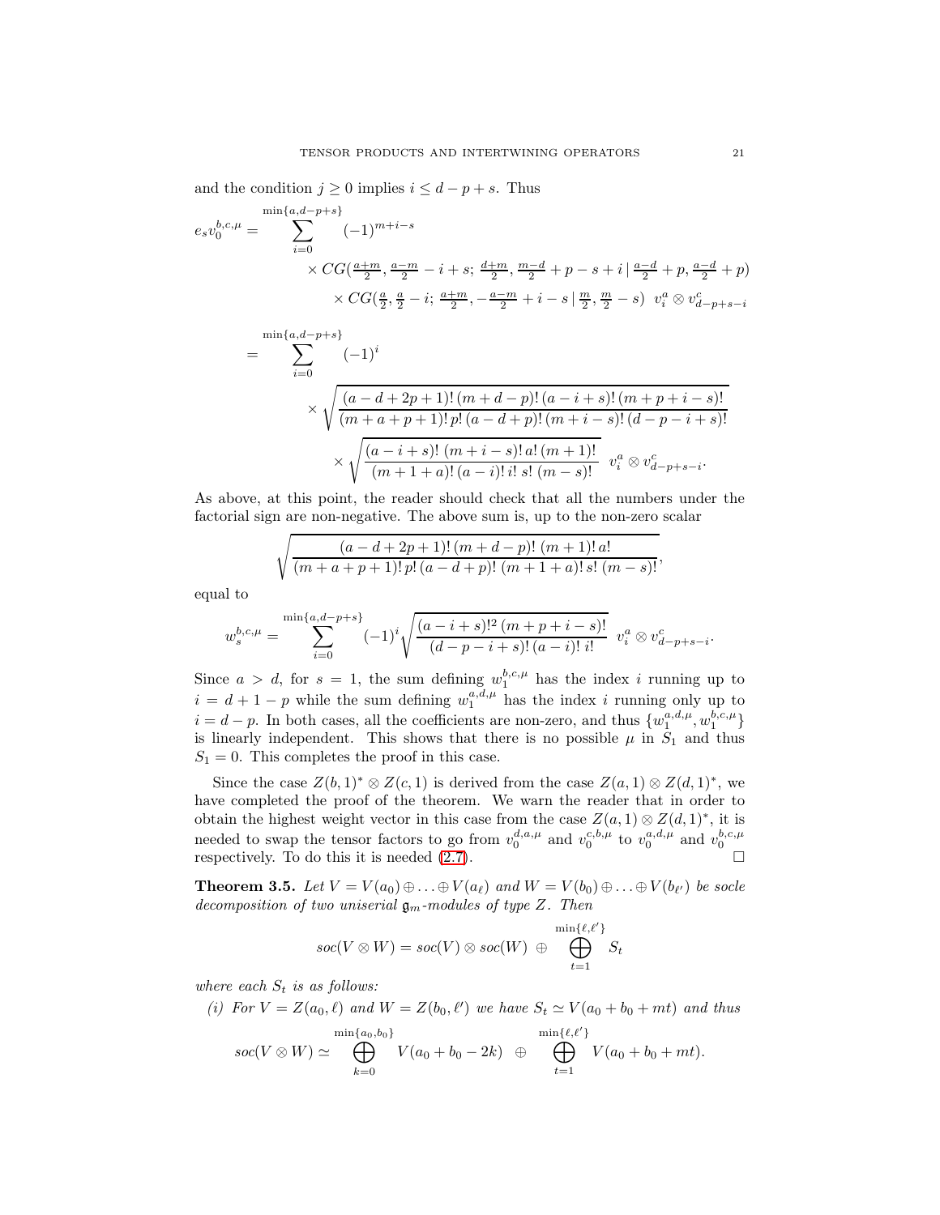and the condition $j \geq 0$ implies $i \leq d-p+s$. Thus

$$
\begin{aligned}
e_s v_0^{b,c,\mu} = & \sum_{i=0}^{\min\{a,d-p+s\}} (-1)^{m+i-s} \\
& \times CG(\tfrac{a+m}{2}, \tfrac{a-m}{2}-i+s;\, \tfrac{d+m}{2}, \tfrac{m-d}{2}+p-s+i \,|\, \tfrac{a-d}{2}+p, \tfrac{a-d}{2}+p) \\
& \times CG(\tfrac{a}{2}, \tfrac{a}{2}-i;\, \tfrac{a+m}{2}, -\tfrac{a-m}{2}+i-s \,|\, \tfrac{m}{2}, \tfrac{m}{2}-s)\;\; v_i^a \otimes v_{d-p+s-i}^c \\
= & \sum_{i=0}^{\min\{a,d-p+s\}} (-1)^i \\
& \times \sqrt{\frac{(a-d+2p+1)!\,(m+d-p)!\,(a-i+s)!\,(m+p+i-s)!}{(m+a+p+1)!\,p!\,(a-d+p)!\,(m+i-s)!\,(d-p-i+s)!}} \\
& \times \sqrt{\frac{(a-i+s)!\,(m+i-s)!\,a!\,(m+1)!}{(m+1+a)!\,(a-i)!\,i!\,s!\,(m-s)!}}\;\; v_i^a \otimes v_{d-p+s-i}^c.
\end{aligned}
$$

As above, at this point, the reader should check that all the numbers under the factorial sign are non-negative. The above sum is, up to the non-zero scalar

$$\sqrt{\frac{(a-d+2p+1)!\,(m+d-p)!\,(m+1)!\,a!}{(m+a+p+1)!\,p!\,(a-d+p)!\,(m+1+a)!\,s!\,(m-s)!}},$$

equal to

$$w_s^{b,c,\mu} = \sum_{i=0}^{\min\{a,d-p+s\}} (-1)^i \sqrt{\frac{(a-i+s)!^2\,(m+p+i-s)!}{(d-p-i+s)!\,(a-i)!\,i!}}\;\; v_i^a \otimes v_{d-p+s-i}^c.$$

Since $a > d$, for $s = 1$, the sum defining $w_1^{b,c,\mu}$ has the index $i$ running up to $i = d+1-p$ while the sum defining $w_1^{a,d,\mu}$ has the index $i$ running only up to $i = d-p$. In both cases, all the coefficients are non-zero, and thus $\{w_1^{a,d,\mu}, w_1^{b,c,\mu}\}$ is linearly independent. This shows that there is no possible $\mu$ in $S_1$ and thus $S_1 = 0$. This completes the proof in this case.

Since the case $Z(b,1)^* \otimes Z(c,1)$ is derived from the case $Z(a,1) \otimes Z(d,1)^*$, we have completed the proof of the theorem. We warn the reader that in order to obtain the highest weight vector in this case from the case $Z(a,1) \otimes Z(d,1)^*$, it is needed to swap the tensor factors to go from $v_0^{d,a,\mu}$ and $v_0^{c,b,\mu}$ to $v_0^{a,d,\mu}$ and $v_0^{b,c,\mu}$ respectively. To do this it is needed (2.7). $\square$

**Theorem 3.5.** *Let $V = V(a_0) \oplus \ldots \oplus V(a_\ell)$ and $W = V(b_0) \oplus \ldots \oplus V(b_{\ell'})$ be socle decomposition of two uniserial $\mathfrak{g}_m$-modules of type $Z$. Then*

$$soc(V \otimes W) = soc(V) \otimes soc(W) \;\oplus\; \bigoplus_{t=1}^{\min\{\ell,\ell'\}} S_t$$

*where each $S_t$ is as follows:*

*(i) For $V = Z(a_0, \ell)$ and $W = Z(b_0, \ell')$ we have $S_t \simeq V(a_0 + b_0 + mt)$ and thus*

$$soc(V \otimes W) \simeq \bigoplus_{k=0}^{\min\{a_0,b_0\}} V(a_0 + b_0 - 2k) \;\oplus\; \bigoplus_{t=1}^{\min\{\ell,\ell'\}} V(a_0 + b_0 + mt).$$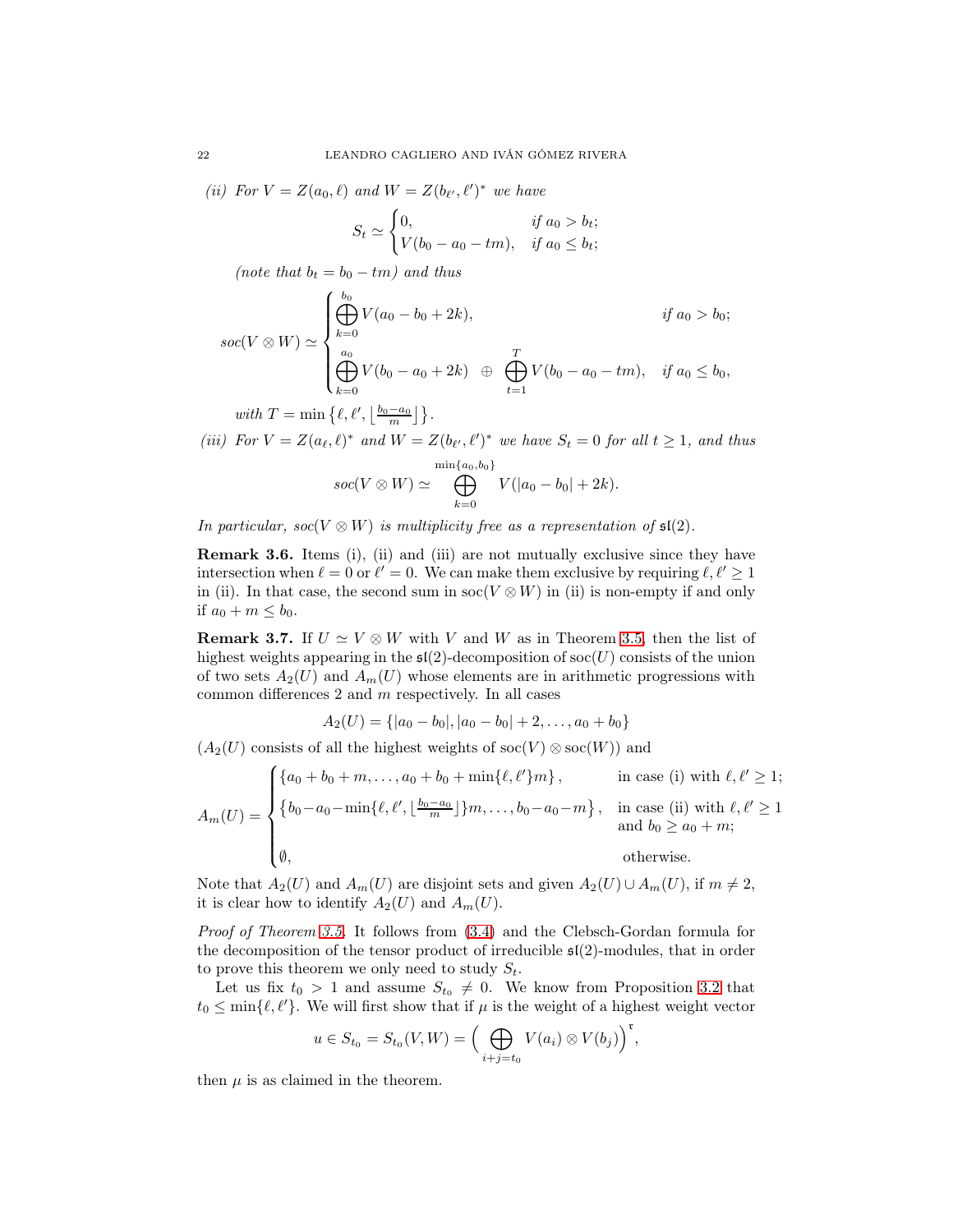*(ii) For $V = Z(a_0,\ell)$ and $W = Z(b_{\ell'},\ell')^*$ we have*

$$S_t \simeq \begin{cases} 0, & \text{if } a_0 > b_t; \\ V(b_0 - a_0 - tm), & \text{if } a_0 \le b_t; \end{cases}$$

*(note that $b_t = b_0 - tm$) and thus*

$$soc(V \otimes W) \simeq \begin{cases} \displaystyle\bigoplus_{k=0}^{b_0} V(a_0 - b_0 + 2k), & \text{if } a_0 > b_0; \\ \displaystyle\bigoplus_{k=0}^{a_0} V(b_0 - a_0 + 2k) \;\oplus\; \bigoplus_{t=1}^{T} V(b_0 - a_0 - tm), & \text{if } a_0 \le b_0, \end{cases}$$

*with $T = \min\left\{\ell, \ell', \lfloor \frac{b_0 - a_0}{m} \rfloor\right\}$.*

*(iii) For $V = Z(a_\ell,\ell)^*$ and $W = Z(b_{\ell'},\ell')^*$ we have $S_t = 0$ for all $t \ge 1$, and thus*

$$soc(V \otimes W) \simeq \bigoplus_{k=0}^{\min\{a_0, b_0\}} V(|a_0 - b_0| + 2k).$$

*In particular, $soc(V \otimes W)$ is multiplicity free as a representation of $\mathfrak{sl}(2)$.*

**Remark 3.6.** Items (i), (ii) and (iii) are not mutually exclusive since they have intersection when $\ell = 0$ or $\ell' = 0$. We can make them exclusive by requiring $\ell, \ell' \ge 1$ in (ii). In that case, the second sum in $\mathrm{soc}(V \otimes W)$ in (ii) is non-empty if and only if $a_0 + m \le b_0$.

**Remark 3.7.** If $U \simeq V \otimes W$ with $V$ and $W$ as in Theorem 3.5, then the list of highest weights appearing in the $\mathfrak{sl}(2)$-decomposition of $\mathrm{soc}(U)$ consists of the union of two sets $A_2(U)$ and $A_m(U)$ whose elements are in arithmetic progressions with common differences 2 and $m$ respectively. In all cases

$$A_2(U) = \{|a_0 - b_0|, |a_0 - b_0| + 2, \dots, a_0 + b_0\}$$

($A_2(U)$ consists of all the highest weights of $\mathrm{soc}(V) \otimes \mathrm{soc}(W)$) and

$$A_m(U) = \begin{cases} \{a_0 + b_0 + m, \dots, a_0 + b_0 + \min\{\ell,\ell'\}m\}, & \text{in case (i) with } \ell, \ell' \ge 1; \\ \{b_0 - a_0 - \min\{\ell, \ell', \lfloor \frac{b_0 - a_0}{m} \rfloor\}m, \dots, b_0 - a_0 - m\}, & \text{in case (ii) with } \ell, \ell' \ge 1 \text{ and } b_0 \ge a_0 + m; \\ \emptyset, & \text{otherwise.} \end{cases}$$

Note that $A_2(U)$ and $A_m(U)$ are disjoint sets and given $A_2(U) \cup A_m(U)$, if $m \ne 2$, it is clear how to identify $A_2(U)$ and $A_m(U)$.

*Proof of Theorem 3.5.* It follows from (3.4) and the Clebsch-Gordan formula for the decomposition of the tensor product of irreducible $\mathfrak{sl}(2)$-modules, that in order to prove this theorem we only need to study $S_t$.

Let us fix $t_0 > 1$ and assume $S_{t_0} \ne 0$. We know from Proposition 3.2 that $t_0 \le \min\{\ell, \ell'\}$. We will first show that if $\mu$ is the weight of a highest weight vector

$$u \in S_{t_0} = S_{t_0}(V, W) = \Big( \bigoplus_{i+j=t_0} V(a_i) \otimes V(b_j) \Big)^{\mathfrak{r}},$$

then $\mu$ is as claimed in the theorem.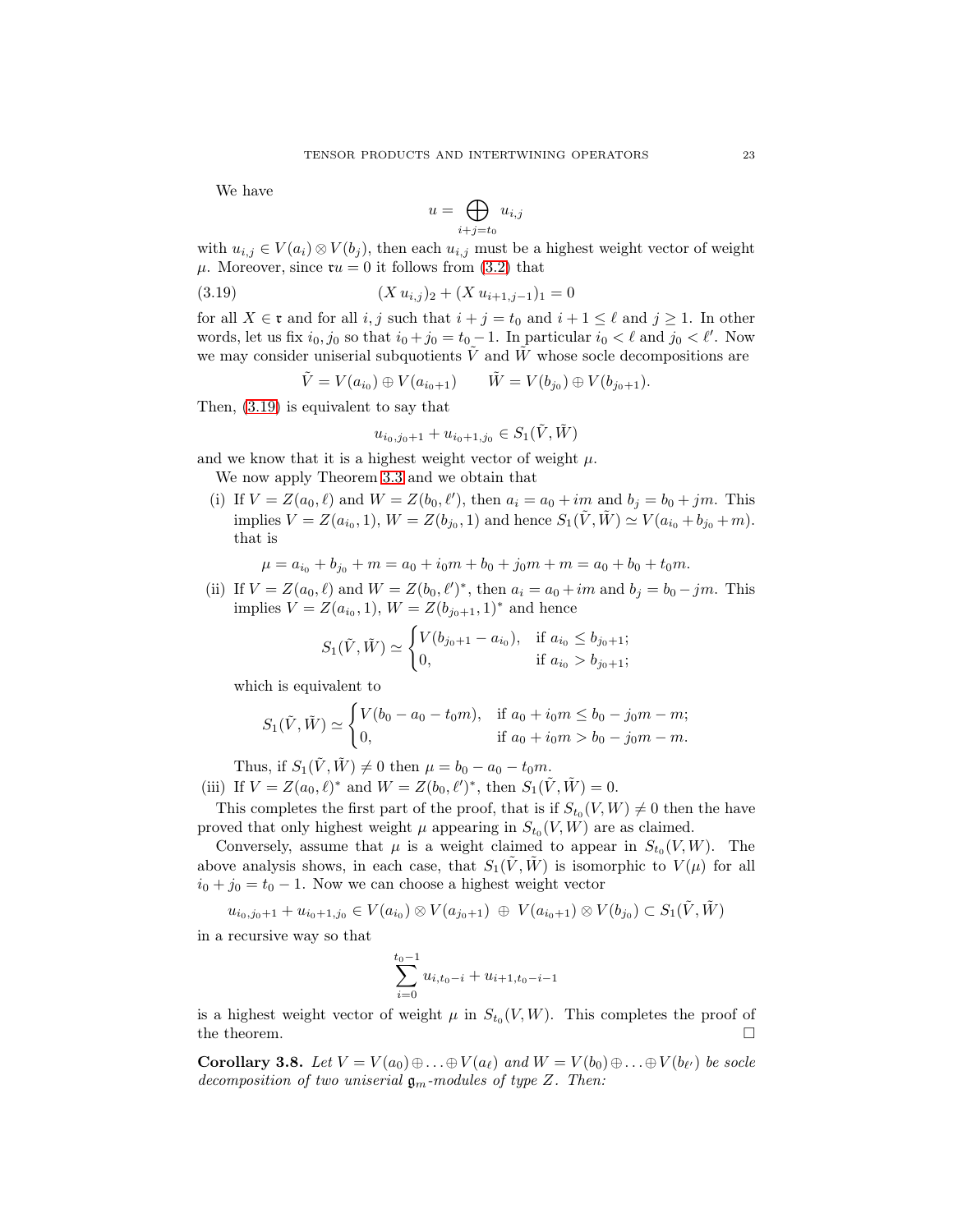We have

$$u = \bigoplus_{i+j=t_0} u_{i,j}$$

with $u_{i,j} \in V(a_i) \otimes V(b_j)$, then each $u_{i,j}$ must be a highest weight vector of weight $\mu$. Moreover, since $\mathfrak{r}u = 0$ it follows from (3.2) that

$$(X\, u_{i,j})_2 + (X\, u_{i+1,j-1})_1 = 0 \tag{3.19}$$

for all $X \in \mathfrak{r}$ and for all $i, j$ such that $i + j = t_0$ and $i + 1 \leq \ell$ and $j \geq 1$. In other words, let us fix $i_0, j_0$ so that $i_0 + j_0 = t_0 - 1$. In particular $i_0 < \ell$ and $j_0 < \ell'$. Now we may consider uniserial subquotients $\tilde{V}$ and $\tilde{W}$ whose socle decompositions are

$$\tilde{V} = V(a_{i_0}) \oplus V(a_{i_0+1}) \qquad \tilde{W} = V(b_{j_0}) \oplus V(b_{j_0+1}).$$

Then, (3.19) is equivalent to say that

$$u_{i_0,j_0+1} + u_{i_0+1,j_0} \in S_1(\tilde{V}, \tilde{W})$$

and we know that it is a highest weight vector of weight $\mu$.

We now apply Theorem 3.3 and we obtain that

(i) If $V = Z(a_0, \ell)$ and $W = Z(b_0, \ell')$, then $a_i = a_0 + im$ and $b_j = b_0 + jm$. This implies $V = Z(a_{i_0}, 1)$, $W = Z(b_{j_0}, 1)$ and hence $S_1(\tilde{V}, \tilde{W}) \simeq V(a_{i_0} + b_{j_0} + m)$. that is

$$\mu = a_{i_0} + b_{j_0} + m = a_0 + i_0 m + b_0 + j_0 m + m = a_0 + b_0 + t_0 m.$$

(ii) If $V = Z(a_0, \ell)$ and $W = Z(b_0, \ell')^*$, then $a_i = a_0 + im$ and $b_j = b_0 - jm$. This implies $V = Z(a_{i_0}, 1)$, $W = Z(b_{j_0+1}, 1)^*$ and hence

$$S_1(\tilde{V}, \tilde{W}) \simeq \begin{cases} V(b_{j_0+1} - a_{i_0}), & \text{if } a_{i_0} \leq b_{j_0+1}; \\ 0, & \text{if } a_{i_0} > b_{j_0+1}; \end{cases}$$

which is equivalent to

$$S_1(\tilde{V}, \tilde{W}) \simeq \begin{cases} V(b_0 - a_0 - t_0 m), & \text{if } a_0 + i_0 m \leq b_0 - j_0 m - m; \\ 0, & \text{if } a_0 + i_0 m > b_0 - j_0 m - m. \end{cases}$$

Thus, if $S_1(\tilde{V}, \tilde{W}) \neq 0$ then $\mu = b_0 - a_0 - t_0 m$.

(iii) If $V = Z(a_0, \ell)^*$ and $W = Z(b_0, \ell')^*$, then $S_1(\tilde{V}, \tilde{W}) = 0$.

This completes the first part of the proof, that is if $S_{t_0}(V, W) \neq 0$ then the have proved that only highest weight $\mu$ appearing in $S_{t_0}(V, W)$ are as claimed.

Conversely, assume that $\mu$ is a weight claimed to appear in $S_{t_0}(V, W)$. The above analysis shows, in each case, that $S_1(\tilde{V}, \tilde{W})$ is isomorphic to $V(\mu)$ for all $i_0 + j_0 = t_0 - 1$. Now we can choose a highest weight vector

$$u_{i_0,j_0+1} + u_{i_0+1,j_0} \in V(a_{i_0}) \otimes V(a_{j_0+1}) \;\oplus\; V(a_{i_0+1}) \otimes V(b_{j_0}) \subset S_1(\tilde{V}, \tilde{W})$$

in a recursive way so that

$$\sum_{i=0}^{t_0-1} u_{i,t_0-i} + u_{i+1,t_0-i-1}$$

is a highest weight vector of weight $\mu$ in $S_{t_0}(V, W)$. This completes the proof of the theorem. $\square$

**Corollary 3.8.** *Let $V = V(a_0) \oplus \ldots \oplus V(a_\ell)$ and $W = V(b_0) \oplus \ldots \oplus V(b_{\ell'})$ be socle decomposition of two uniserial $\mathfrak{g}_m$-modules of type $Z$. Then:*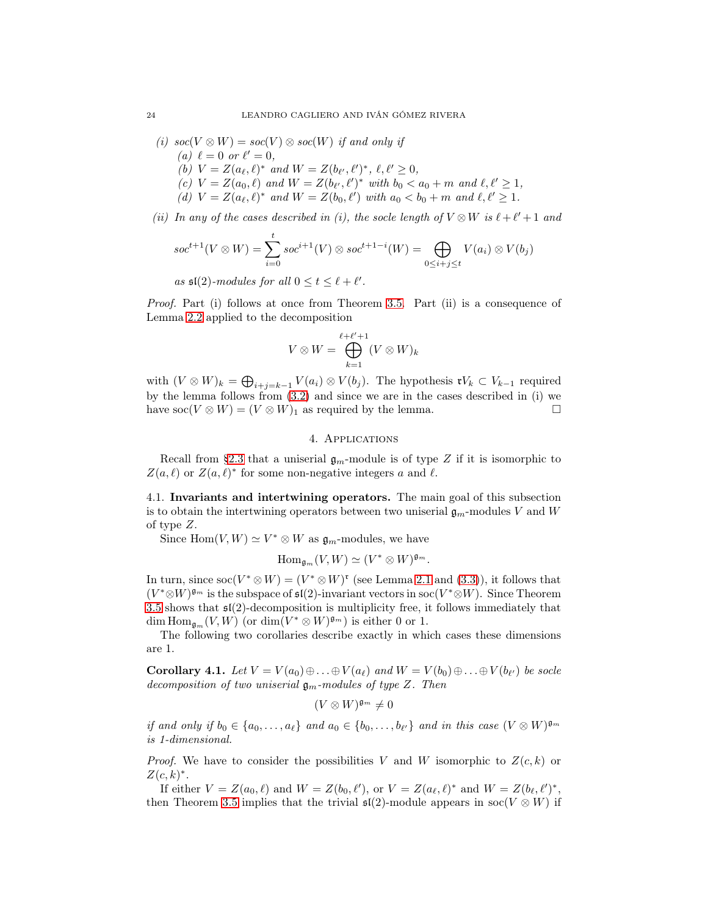*(i)* $soc(V \otimes W) = soc(V) \otimes soc(W)$ *if and only if*

*(a)* $\ell = 0$ *or* $\ell' = 0$,

*(b)* $V = Z(a_\ell, \ell)^*$ *and* $W = Z(b_{\ell'}, \ell')^*$, $\ell, \ell' \geq 0$,

*(c)* $V = Z(a_0, \ell)$ *and* $W = Z(b_{\ell'}, \ell')^*$ *with* $b_0 < a_0 + m$ *and* $\ell, \ell' \geq 1$,

*(d)* $V = Z(a_\ell, \ell)^*$ *and* $W = Z(b_0, \ell')$ *with* $a_0 < b_0 + m$ *and* $\ell, \ell' \geq 1$.

*(ii) In any of the cases described in (i), the socle length of* $V \otimes W$ *is* $\ell + \ell' + 1$ *and*

$$soc^{t+1}(V \otimes W) = \sum_{i=0}^{t} soc^{i+1}(V) \otimes soc^{t+1-i}(W) = \bigoplus_{0 \leq i+j \leq t} V(a_i) \otimes V(b_j)$$

*as* $\mathfrak{sl}(2)$*-modules for all* $0 \leq t \leq \ell + \ell'$.

*Proof.* Part (i) follows at once from Theorem 3.5. Part (ii) is a consequence of Lemma 2.2 applied to the decomposition

$$V \otimes W = \bigoplus_{k=1}^{\ell+\ell'+1} (V \otimes W)_k$$

with $(V \otimes W)_k = \bigoplus_{i+j=k-1} V(a_i) \otimes V(b_j)$. The hypothesis $\mathfrak{r}V_k \subset V_{k-1}$ required by the lemma follows from (3.2) and since we are in the cases described in (i) we have $\operatorname{soc}(V \otimes W) = (V \otimes W)_1$ as required by the lemma. $\square$

## 4. Applications

Recall from §2.3 that a uniserial $\mathfrak{g}_m$-module is of type $Z$ if it is isomorphic to $Z(a, \ell)$ or $Z(a, \ell)^*$ for some non-negative integers $a$ and $\ell$.

**4.1. Invariants and intertwining operators.** The main goal of this subsection is to obtain the intertwining operators between two uniserial $\mathfrak{g}_m$-modules $V$ and $W$ of type $Z$.

Since $\operatorname{Hom}(V, W) \simeq V^* \otimes W$ as $\mathfrak{g}_m$-modules, we have

$$\operatorname{Hom}_{\mathfrak{g}_m}(V, W) \simeq (V^* \otimes W)^{\mathfrak{g}_m}.$$

In turn, since $\operatorname{soc}(V^* \otimes W) = (V^* \otimes W)^{\mathfrak{r}}$ (see Lemma 2.1 and (3.3)), it follows that $(V^* \otimes W)^{\mathfrak{g}_m}$ is the subspace of $\mathfrak{sl}(2)$-invariant vectors in $\operatorname{soc}(V^* \otimes W)$. Since Theorem 3.5 shows that $\mathfrak{sl}(2)$-decomposition is multiplicity free, it follows immediately that $\dim \operatorname{Hom}_{\mathfrak{g}_m}(V, W)$ (or $\dim (V^* \otimes W)^{\mathfrak{g}_m}$) is either 0 or 1.

The following two corollaries describe exactly in which cases these dimensions are 1.

**Corollary 4.1.** *Let* $V = V(a_0) \oplus \ldots \oplus V(a_\ell)$ *and* $W = V(b_0) \oplus \ldots \oplus V(b_{\ell'})$ *be socle decomposition of two uniserial* $\mathfrak{g}_m$*-modules of type* $Z$*. Then*

$$(V \otimes W)^{\mathfrak{g}_m} \neq 0$$

*if and only if* $b_0 \in \{a_0, \ldots, a_\ell\}$ *and* $a_0 \in \{b_0, \ldots, b_{\ell'}\}$ *and in this case* $(V \otimes W)^{\mathfrak{g}_m}$ *is 1-dimensional.*

*Proof.* We have to consider the possibilities $V$ and $W$ isomorphic to $Z(c, k)$ or $Z(c, k)^*$.

If either $V = Z(a_0, \ell)$ and $W = Z(b_0, \ell')$, or $V = Z(a_\ell, \ell)^*$ and $W = Z(b_\ell, \ell')^*$, then Theorem 3.5 implies that the trivial $\mathfrak{sl}(2)$-module appears in $\operatorname{soc}(V \otimes W)$ if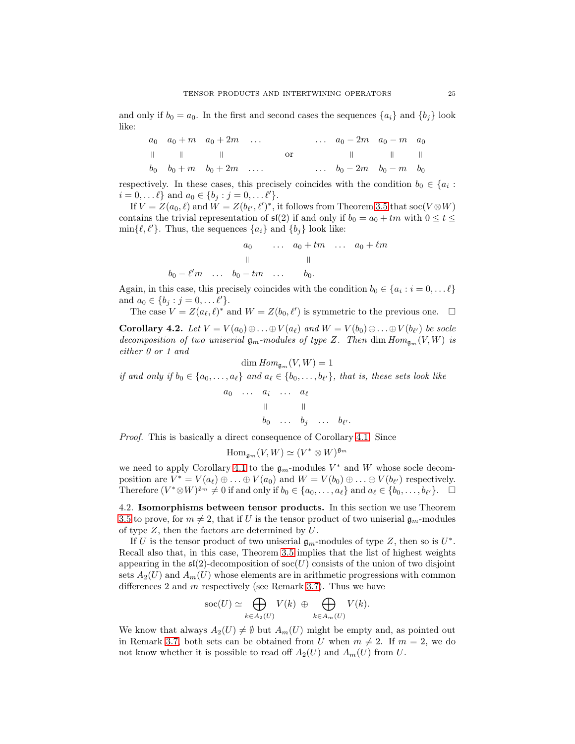and only if $b_0 = a_0$. In the first and second cases the sequences $\{a_i\}$ and $\{b_j\}$ look like:

$$\begin{array}{cccc} a_0 & a_0+m & a_0+2m & \dots \\ \| & \| & \| & \\ b_0 & b_0+m & b_0+2m & \dots \end{array} \qquad \text{or} \qquad \begin{array}{cccc} \dots & a_0-2m & a_0-m & a_0 \\ & \| & \| & \| \\ \dots & b_0-2m & b_0-m & b_0 \end{array}$$

respectively. In these cases, this precisely coincides with the condition $b_0 \in \{a_i : i = 0, \dots \ell\}$ and $a_0 \in \{b_j : j = 0, \dots \ell'\}$.

If $V = Z(a_0, \ell)$ and $W = Z(b_{\ell'}, \ell')^*$, it follows from Theorem 3.5 that $\operatorname{soc}(V \otimes W)$ contains the trivial representation of $\mathfrak{sl}(2)$ if and only if $b_0 = a_0 + tm$ with $0 \le t \le \min\{\ell, \ell'\}$. Thus, the sequences $\{a_i\}$ and $\{b_j\}$ look like:

$$\begin{array}{ccccccc} & & a_0 & \dots & a_0+tm & \dots & a_0+\ell m \\ & & \| & & \| & & \\ b_0-\ell' m & \dots & b_0-tm & \dots & b_0. & & \end{array}$$

Again, in this case, this precisely coincides with the condition $b_0 \in \{a_i : i = 0, \dots \ell\}$ and $a_0 \in \{b_j : j = 0, \dots \ell'\}$.

The case $V = Z(a_\ell, \ell)^*$ and $W = Z(b_0, \ell')$ is symmetric to the previous one. $\square$

**Corollary 4.2.** *Let $V = V(a_0) \oplus \dots \oplus V(a_\ell)$ and $W = V(b_0) \oplus \dots \oplus V(b_{\ell'})$ be socle decomposition of two uniserial $\mathfrak{g}_m$-modules of type $Z$. Then $\dim \mathit{Hom}_{\mathfrak{g}_m}(V, W)$ is either 0 or 1 and*

$$\dim \mathit{Hom}_{\mathfrak{g}_m}(V, W) = 1$$

*if and only if $b_0 \in \{a_0, \dots, a_\ell\}$ and $a_\ell \in \{b_0, \dots, b_{\ell'}\}$, that is, these sets look like*

$$\begin{array}{ccccccc} a_0 & \dots & a_i & \dots & a_\ell & & \\ & & \| & & \| & & \\ & & b_0 & \dots & b_j & \dots & b_{\ell'}. \end{array}$$

*Proof.* This is basically a direct consequence of Corollary 4.1. Since

$$\operatorname{Hom}_{\mathfrak{g}_m}(V, W) \simeq (V^* \otimes W)^{\mathfrak{g}_m}$$

we need to apply Corollary 4.1 to the $\mathfrak{g}_m$-modules $V^*$ and $W$ whose socle decomposition are $V^* = V(a_\ell) \oplus \dots \oplus V(a_0)$ and $W = V(b_0) \oplus \dots \oplus V(b_{\ell'})$ respectively. Therefore $(V^* \otimes W)^{\mathfrak{g}_m} \neq 0$ if and only if $b_0 \in \{a_0, \dots, a_\ell\}$ and $a_\ell \in \{b_0, \dots, b_{\ell'}\}$. $\square$

4.2. **Isomorphisms between tensor products.** In this section we use Theorem 3.5 to prove, for $m \neq 2$, that if $U$ is the tensor product of two uniserial $\mathfrak{g}_m$-modules of type $Z$, then the factors are determined by $U$.

If $U$ is the tensor product of two uniserial $\mathfrak{g}_m$-modules of type $Z$, then so is $U^*$. Recall also that, in this case, Theorem 3.5 implies that the list of highest weights appearing in the $\mathfrak{sl}(2)$-decomposition of $\operatorname{soc}(U)$ consists of the union of two disjoint sets $A_2(U)$ and $A_m(U)$ whose elements are in arithmetic progressions with common differences 2 and $m$ respectively (see Remark 3.7). Thus we have

$$\operatorname{soc}(U) \simeq \bigoplus_{k \in A_2(U)} V(k) \ \oplus \bigoplus_{k \in A_m(U)} V(k).$$

We know that always $A_2(U) \neq \emptyset$ but $A_m(U)$ might be empty and, as pointed out in Remark 3.7, both sets can be obtained from $U$ when $m \neq 2$. If $m = 2$, we do not know whether it is possible to read off $A_2(U)$ and $A_m(U)$ from $U$.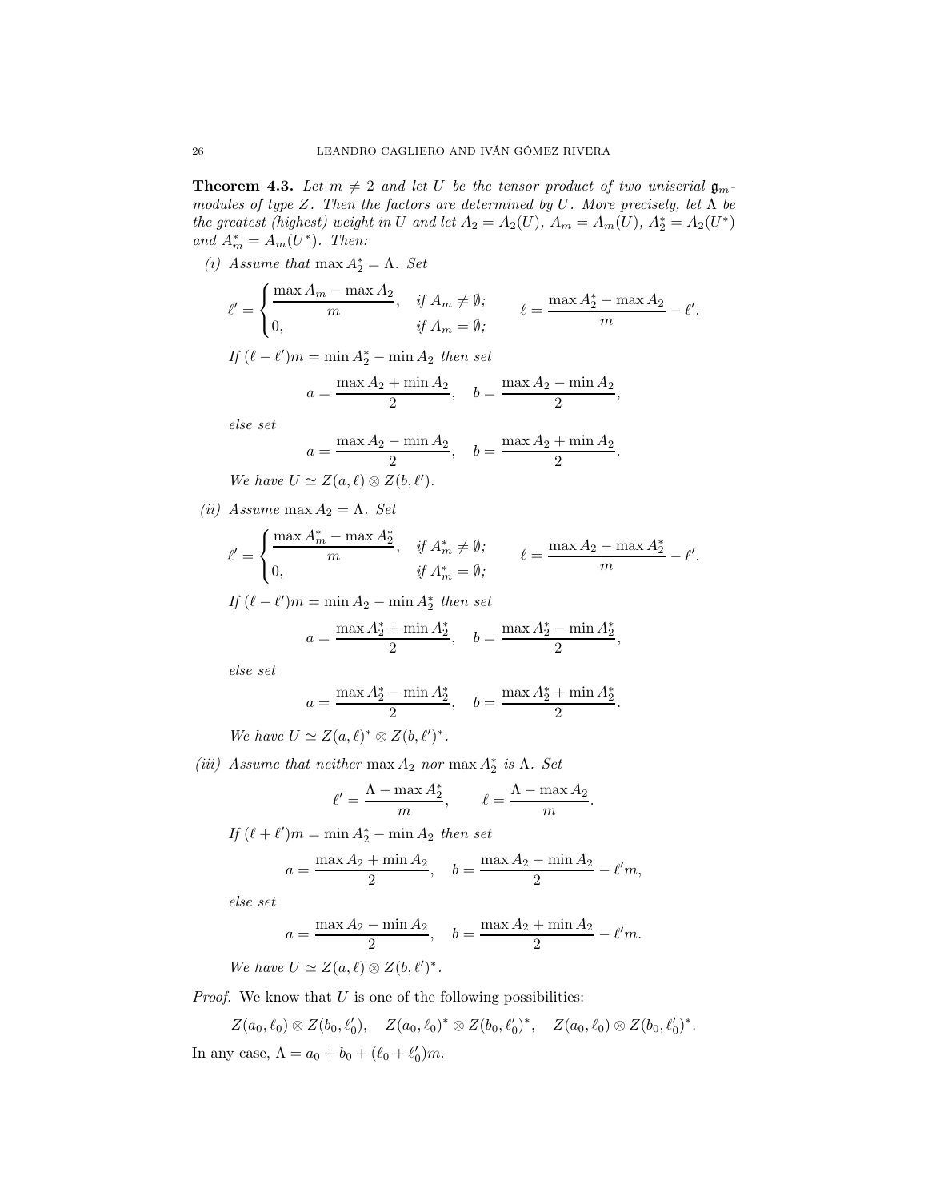**Theorem 4.3.** *Let $m \neq 2$ and let $U$ be the tensor product of two uniserial $\mathfrak{g}_m$-modules of type $Z$. Then the factors are determined by $U$. More precisely, let $\Lambda$ be the greatest (highest) weight in $U$ and let $A_2 = A_2(U)$, $A_m = A_m(U)$, $A_2^* = A_2(U^*)$ and $A_m^* = A_m(U^*)$. Then:*

*(i) Assume that $\max A_2^* = \Lambda$. Set*

$$\ell' = \begin{cases} \dfrac{\max A_m - \max A_2}{m}, & \text{if } A_m \neq \emptyset; \\ 0, & \text{if } A_m = \emptyset; \end{cases} \qquad \ell = \frac{\max A_2^* - \max A_2}{m} - \ell'.$$

*If $(\ell - \ell')m = \min A_2^* - \min A_2$ then set*

$$a = \frac{\max A_2 + \min A_2}{2}, \quad b = \frac{\max A_2 - \min A_2}{2},$$

*else set*

$$a = \frac{\max A_2 - \min A_2}{2}, \quad b = \frac{\max A_2 + \min A_2}{2}.$$

*We have $U \simeq Z(a, \ell) \otimes Z(b, \ell')$.*

*(ii) Assume $\max A_2 = \Lambda$. Set*

$$\ell' = \begin{cases} \dfrac{\max A_m^* - \max A_2^*}{m}, & \text{if } A_m^* \neq \emptyset; \\ 0, & \text{if } A_m^* = \emptyset; \end{cases} \qquad \ell = \frac{\max A_2 - \max A_2^*}{m} - \ell'.$$

*If $(\ell - \ell')m = \min A_2 - \min A_2^*$ then set*

$$a = \frac{\max A_2^* + \min A_2^*}{2}, \quad b = \frac{\max A_2^* - \min A_2^*}{2},$$

*else set*

$$a = \frac{\max A_2^* - \min A_2^*}{2}, \quad b = \frac{\max A_2^* + \min A_2^*}{2}.$$

*We have $U \simeq Z(a, \ell)^* \otimes Z(b, \ell')^*$.*

*(iii) Assume that neither $\max A_2$ nor $\max A_2^*$ is $\Lambda$. Set*

$$\ell' = \frac{\Lambda - \max A_2^*}{m}, \qquad \ell = \frac{\Lambda - \max A_2}{m}.$$

*If $(\ell + \ell')m = \min A_2^* - \min A_2$ then set*

$$a = \frac{\max A_2 + \min A_2}{2}, \quad b = \frac{\max A_2 - \min A_2}{2} - \ell' m,$$

*else set*

$$a = \frac{\max A_2 - \min A_2}{2}, \quad b = \frac{\max A_2 + \min A_2}{2} - \ell' m.$$

*We have $U \simeq Z(a, \ell) \otimes Z(b, \ell')^*$.*

*Proof.* We know that $U$ is one of the following possibilities:

$$Z(a_0, \ell_0) \otimes Z(b_0, \ell_0'), \quad Z(a_0, \ell_0)^* \otimes Z(b_0, \ell_0')^*, \quad Z(a_0, \ell_0) \otimes Z(b_0, \ell_0')^*.$$

In any case, $\Lambda = a_0 + b_0 + (\ell_0 + \ell_0')m$.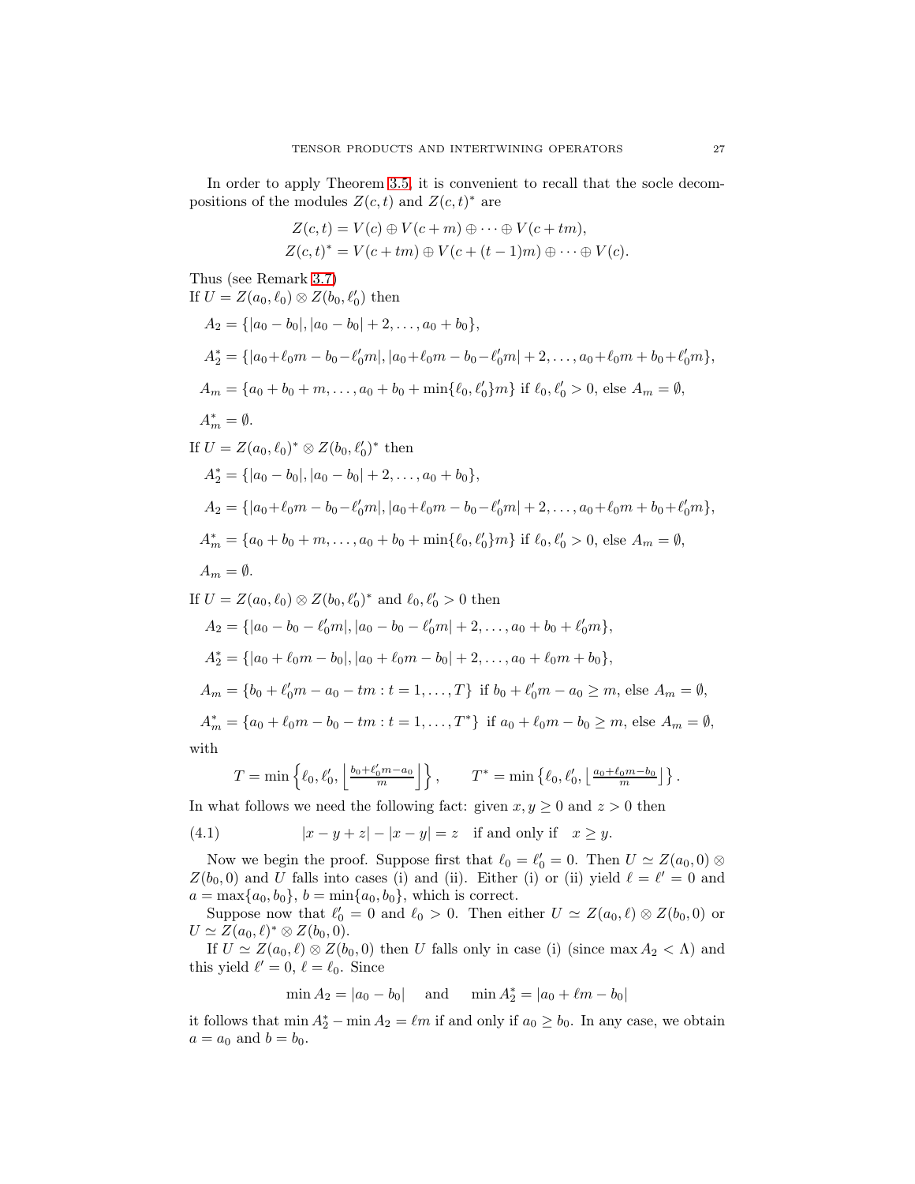In order to apply Theorem 3.5, it is convenient to recall that the socle decompositions of the modules $Z(c,t)$ and $Z(c,t)^*$ are

$$Z(c,t) = V(c) \oplus V(c+m) \oplus \cdots \oplus V(c+tm),$$
$$Z(c,t)^* = V(c+tm) \oplus V(c+(t-1)m) \oplus \cdots \oplus V(c).$$

Thus (see Remark 3.7)

If $U = Z(a_0,\ell_0) \otimes Z(b_0,\ell_0')$ then

$$A_2 = \{|a_0-b_0|, |a_0-b_0|+2, \ldots, a_0+b_0\},$$

$$A_2^* = \{|a_0+\ell_0 m - b_0 - \ell_0' m|, |a_0+\ell_0 m - b_0 - \ell_0' m|+2, \ldots, a_0+\ell_0 m + b_0 + \ell_0' m\},$$

$A_m = \{a_0+b_0+m, \ldots, a_0+b_0+\min\{\ell_0,\ell_0'\}m\}$ if $\ell_0,\ell_0'>0$, else $A_m=\emptyset$,

$A_m^* = \emptyset$.

If $U = Z(a_0,\ell_0)^* \otimes Z(b_0,\ell_0')^*$ then

$$A_2^* = \{|a_0-b_0|, |a_0-b_0|+2, \ldots, a_0+b_0\},$$

$$A_2 = \{|a_0+\ell_0 m - b_0 - \ell_0' m|, |a_0+\ell_0 m - b_0 - \ell_0' m|+2, \ldots, a_0+\ell_0 m + b_0 + \ell_0' m\},$$

$A_m^* = \{a_0+b_0+m, \ldots, a_0+b_0+\min\{\ell_0,\ell_0'\}m\}$ if $\ell_0,\ell_0'>0$, else $A_m=\emptyset$,

$A_m = \emptyset$.

If $U = Z(a_0,\ell_0) \otimes Z(b_0,\ell_0')^*$ and $\ell_0,\ell_0'>0$ then

$$A_2 = \{|a_0-b_0-\ell_0' m|, |a_0-b_0-\ell_0' m|+2, \ldots, a_0+b_0+\ell_0' m\},$$

$$A_2^* = \{|a_0+\ell_0 m-b_0|, |a_0+\ell_0 m-b_0|+2, \ldots, a_0+\ell_0 m+b_0\},$$

$A_m = \{b_0+\ell_0' m - a_0 - tm : t=1,\ldots,T\}$ if $b_0+\ell_0' m - a_0 \geq m$, else $A_m=\emptyset$,

$A_m^* = \{a_0+\ell_0 m - b_0 - tm : t=1,\ldots,T^*\}$ if $a_0+\ell_0 m - b_0 \geq m$, else $A_m=\emptyset$,

with

$$T = \min\left\{\ell_0, \ell_0', \left\lfloor \tfrac{b_0+\ell_0' m - a_0}{m} \right\rfloor\right\}, \qquad T^* = \min\left\{\ell_0, \ell_0', \left\lfloor \tfrac{a_0+\ell_0 m - b_0}{m} \right\rfloor\right\}.$$

In what follows we need the following fact: given $x,y\geq 0$ and $z>0$ then

$$|x-y+z| - |x-y| = z \quad \text{if and only if} \quad x \geq y. \tag{4.1}$$

Now we begin the proof. Suppose first that $\ell_0=\ell_0'=0$. Then $U \simeq Z(a_0,0)\otimes Z(b_0,0)$ and $U$ falls into cases (i) and (ii). Either (i) or (ii) yield $\ell=\ell'=0$ and $a=\max\{a_0,b_0\}$, $b=\min\{a_0,b_0\}$, which is correct.

Suppose now that $\ell_0'=0$ and $\ell_0>0$. Then either $U\simeq Z(a_0,\ell)\otimes Z(b_0,0)$ or $U \simeq Z(a_0,\ell)^*\otimes Z(b_0,0)$.

If $U\simeq Z(a_0,\ell)\otimes Z(b_0,0)$ then $U$ falls only in case (i) (since $\max A_2 < \Lambda$) and this yield $\ell'=0$, $\ell=\ell_0$. Since

$$\min A_2 = |a_0-b_0| \quad \text{and} \quad \min A_2^* = |a_0+\ell m - b_0|$$

it follows that $\min A_2^* - \min A_2 = \ell m$ if and only if $a_0 \geq b_0$. In any case, we obtain $a=a_0$ and $b=b_0$.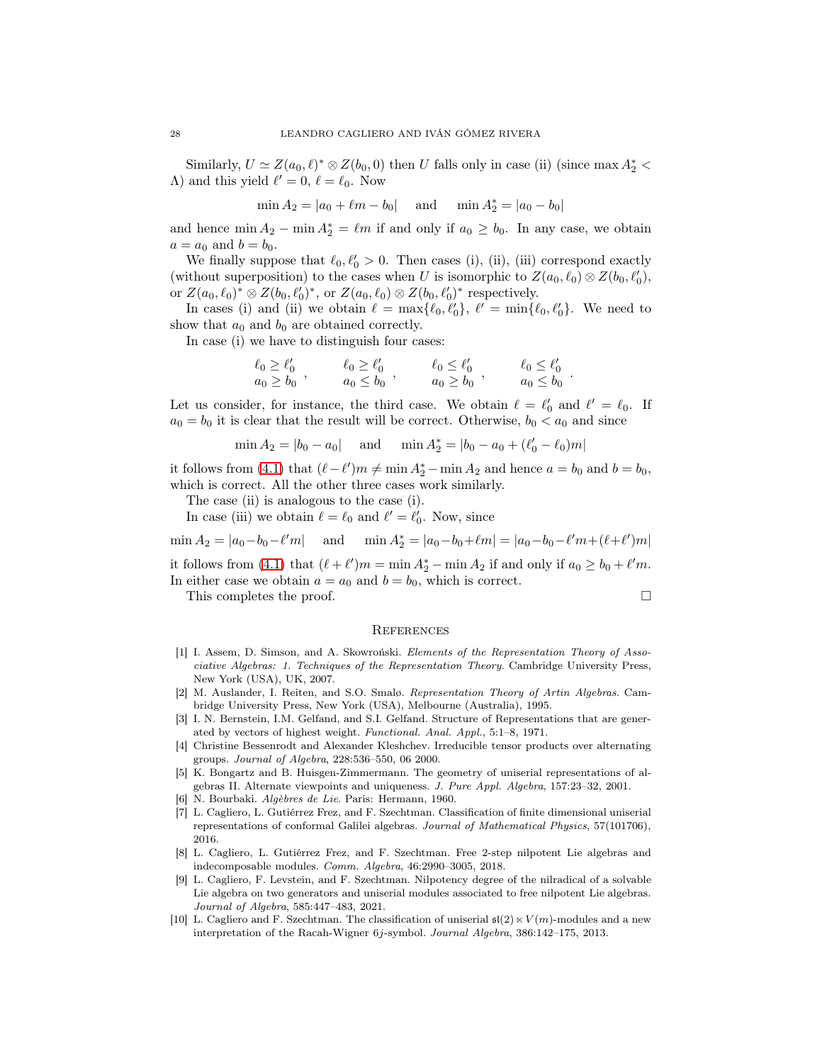Similarly, $U \simeq Z(a_0, \ell)^* \otimes Z(b_0, 0)$ then $U$ falls only in case (ii) (since $\max A_2^* < \Lambda$) and this yield $\ell' = 0$, $\ell = \ell_0$. Now

$$\min A_2 = |a_0 + \ell m - b_0| \quad \text{ and } \quad \min A_2^* = |a_0 - b_0|$$

and hence $\min A_2 - \min A_2^* = \ell m$ if and only if $a_0 \geq b_0$. In any case, we obtain $a = a_0$ and $b = b_0$.

We finally suppose that $\ell_0, \ell_0' > 0$. Then cases (i), (ii), (iii) correspond exactly (without superposition) to the cases when $U$ is isomorphic to $Z(a_0, \ell_0) \otimes Z(b_0, \ell_0')$, or $Z(a_0, \ell_0)^* \otimes Z(b_0, \ell_0')^*$, or $Z(a_0, \ell_0) \otimes Z(b_0, \ell_0')^*$ respectively.

In cases (i) and (ii) we obtain $\ell = \max\{\ell_0, \ell_0'\}$, $\ell' = \min\{\ell_0, \ell_0'\}$. We need to show that $a_0$ and $b_0$ are obtained correctly.

In case (i) we have to distinguish four cases:

$$\begin{matrix} \ell_0 \geq \ell_0' \\ a_0 \geq b_0 \end{matrix}, \qquad \begin{matrix} \ell_0 \geq \ell_0' \\ a_0 \leq b_0 \end{matrix}, \qquad \begin{matrix} \ell_0 \leq \ell_0' \\ a_0 \geq b_0 \end{matrix}, \qquad \begin{matrix} \ell_0 \leq \ell_0' \\ a_0 \leq b_0 \end{matrix}.$$

Let us consider, for instance, the third case. We obtain $\ell = \ell_0'$ and $\ell' = \ell_0$. If $a_0 = b_0$ it is clear that the result will be correct. Otherwise, $b_0 < a_0$ and since

$$\min A_2 = |b_0 - a_0| \quad \text{ and } \quad \min A_2^* = |b_0 - a_0 + (\ell_0' - \ell_0)m|$$

it follows from (4.1) that $(\ell - \ell')m \neq \min A_2^* - \min A_2$ and hence $a = b_0$ and $b = b_0$, which is correct. All the other three cases work similarly.

The case (ii) is analogous to the case (i).

In case (iii) we obtain $\ell = \ell_0$ and $\ell' = \ell_0'$. Now, since

$$\min A_2 = |a_0 - b_0 - \ell' m| \quad \text{ and } \quad \min A_2^* = |a_0 - b_0 + \ell m| = |a_0 - b_0 - \ell' m + (\ell + \ell')m|$$

it follows from (4.1) that $(\ell + \ell')m = \min A_2^* - \min A_2$ if and only if $a_0 \geq b_0 + \ell' m$. In either case we obtain $a = a_0$ and $b = b_0$, which is correct.

This completes the proof. □

## References

[1] I. Assem, D. Simson, and A. Skowroński. *Elements of the Representation Theory of Associative Algebras: 1. Techniques of the Representation Theory*. Cambridge University Press, New York (USA), UK, 2007.

[2] M. Auslander, I. Reiten, and S.O. Smalø. *Representation Theory of Artin Algebras*. Cambridge University Press, New York (USA), Melbourne (Australia), 1995.

[3] I. N. Bernstein, I.M. Gelfand, and S.I. Gelfand. Structure of Representations that are generated by vectors of highest weight. *Functional. Anal. Appl.*, 5:1–8, 1971.

[4] Christine Bessenrodt and Alexander Kleshchev. Irreducible tensor products over alternating groups. *Journal of Algebra*, 228:536–550, 06 2000.

[5] K. Bongartz and B. Huisgen-Zimmermann. The geometry of uniserial representations of algebras II. Alternate viewpoints and uniqueness. *J. Pure Appl. Algebra*, 157:23–32, 2001.

[6] N. Bourbaki. *Algèbres de Lie*. Paris: Hermann, 1960.

[7] L. Cagliero, L. Gutiérrez Frez, and F. Szechtman. Classification of finite dimensional uniserial representations of conformal Galilei algebras. *Journal of Mathematical Physics*, 57(101706), 2016.

[8] L. Cagliero, L. Gutiérrez Frez, and F. Szechtman. Free 2-step nilpotent Lie algebras and indecomposable modules. *Comm. Algebra*, 46:2990–3005, 2018.

[9] L. Cagliero, F. Levstein, and F. Szechtman. Nilpotency degree of the nilradical of a solvable Lie algebra on two generators and uniserial modules associated to free nilpotent Lie algebras. *Journal of Algebra*, 585:447–483, 2021.

[10] L. Cagliero and F. Szechtman. The classification of uniserial $\mathfrak{sl}(2) \ltimes V(m)$-modules and a new interpretation of the Racah-Wigner $6j$-symbol. *Journal Algebra*, 386:142–175, 2013.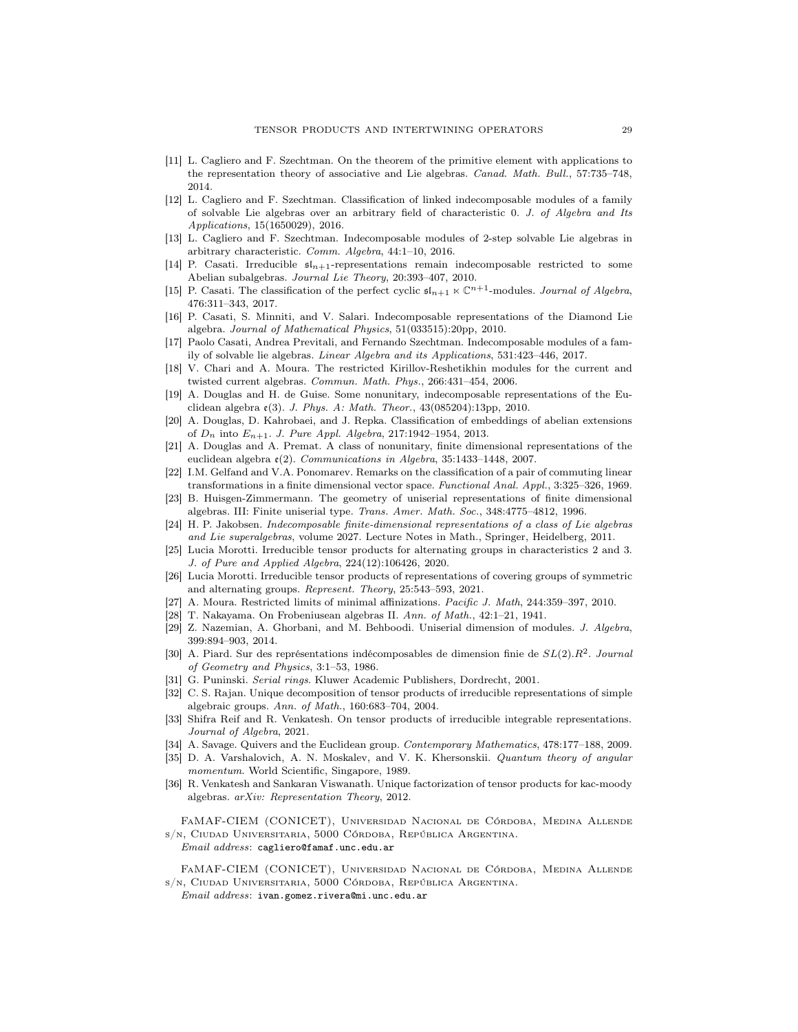[11] L. Cagliero and F. Szechtman. On the theorem of the primitive element with applications to the representation theory of associative and Lie algebras. *Canad. Math. Bull.*, 57:735–748, 2014.

[12] L. Cagliero and F. Szechtman. Classification of linked indecomposable modules of a family of solvable Lie algebras over an arbitrary field of characteristic 0. *J. of Algebra and Its Applications*, 15(1650029), 2016.

[13] L. Cagliero and F. Szechtman. Indecomposable modules of 2-step solvable Lie algebras in arbitrary characteristic. *Comm. Algebra*, 44:1–10, 2016.

[14] P. Casati. Irreducible $\mathfrak{sl}_{n+1}$-representations remain indecomposable restricted to some Abelian subalgebras. *Journal Lie Theory*, 20:393–407, 2010.

[15] P. Casati. The classification of the perfect cyclic $\mathfrak{sl}_{n+1} \ltimes \mathbb{C}^{n+1}$-modules. *Journal of Algebra*, 476:311–343, 2017.

[16] P. Casati, S. Minniti, and V. Salari. Indecomposable representations of the Diamond Lie algebra. *Journal of Mathematical Physics*, 51(033515):20pp, 2010.

[17] Paolo Casati, Andrea Previtali, and Fernando Szechtman. Indecomposable modules of a family of solvable lie algebras. *Linear Algebra and its Applications*, 531:423–446, 2017.

[18] V. Chari and A. Moura. The restricted Kirillov-Reshetikhin modules for the current and twisted current algebras. *Commun. Math. Phys.*, 266:431–454, 2006.

[19] A. Douglas and H. de Guise. Some nonunitary, indecomposable representations of the Euclidean algebra $\mathfrak{e}(3)$. *J. Phys. A: Math. Theor.*, 43(085204):13pp, 2010.

[20] A. Douglas, D. Kahrobaei, and J. Repka. Classification of embeddings of abelian extensions of $D_n$ into $E_{n+1}$. *J. Pure Appl. Algebra*, 217:1942–1954, 2013.

[21] A. Douglas and A. Premat. A class of nonunitary, finite dimensional representations of the euclidean algebra $\mathfrak{e}(2)$. *Communications in Algebra*, 35:1433–1448, 2007.

[22] I.M. Gelfand and V.A. Ponomarev. Remarks on the classification of a pair of commuting linear transformations in a finite dimensional vector space. *Functional Anal. Appl.*, 3:325–326, 1969.

[23] B. Huisgen-Zimmermann. The geometry of uniserial representations of finite dimensional algebras. III: Finite uniserial type. *Trans. Amer. Math. Soc.*, 348:4775–4812, 1996.

[24] H. P. Jakobsen. *Indecomposable finite-dimensional representations of a class of Lie algebras and Lie superalgebras*, volume 2027. Lecture Notes in Math., Springer, Heidelberg, 2011.

[25] Lucia Morotti. Irreducible tensor products for alternating groups in characteristics 2 and 3. *J. of Pure and Applied Algebra*, 224(12):106426, 2020.

[26] Lucia Morotti. Irreducible tensor products of representations of covering groups of symmetric and alternating groups. *Represent. Theory*, 25:543–593, 2021.

[27] A. Moura. Restricted limits of minimal affinizations. *Pacific J. Math*, 244:359–397, 2010.

[28] T. Nakayama. On Frobeniusean algebras II. *Ann. of Math.*, 42:1–21, 1941.

[29] Z. Nazemian, A. Ghorbani, and M. Behboodi. Uniserial dimension of modules. *J. Algebra*, 399:894–903, 2014.

[30] A. Piard. Sur des représentations indécomposables de dimension finie de $SL(2).R^2$. *Journal of Geometry and Physics*, 3:1–53, 1986.

[31] G. Puninski. *Serial rings*. Kluwer Academic Publishers, Dordrecht, 2001.

[32] C. S. Rajan. Unique decomposition of tensor products of irreducible representations of simple algebraic groups. *Ann. of Math.*, 160:683–704, 2004.

[33] Shifra Reif and R. Venkatesh. On tensor products of irreducible integrable representations. *Journal of Algebra*, 2021.

[34] A. Savage. Quivers and the Euclidean group. *Contemporary Mathematics*, 478:177–188, 2009.

[35] D. A. Varshalovich, A. N. Moskalev, and V. K. Khersonskii. *Quantum theory of angular momentum*. World Scientific, Singapore, 1989.

[36] R. Venkatesh and Sankaran Viswanath. Unique factorization of tensor products for kac-moody algebras. *arXiv: Representation Theory*, 2012.

FaMAF-CIEM (CONICET), Universidad Nacional de Córdoba, Medina Allende s/n, Ciudad Universitaria, 5000 Córdoba, República Argentina.
*Email address*: cagliero@famaf.unc.edu.ar

FaMAF-CIEM (CONICET), Universidad Nacional de Córdoba, Medina Allende s/n, Ciudad Universitaria, 5000 Córdoba, República Argentina.
*Email address*: ivan.gomez.rivera@mi.unc.edu.ar